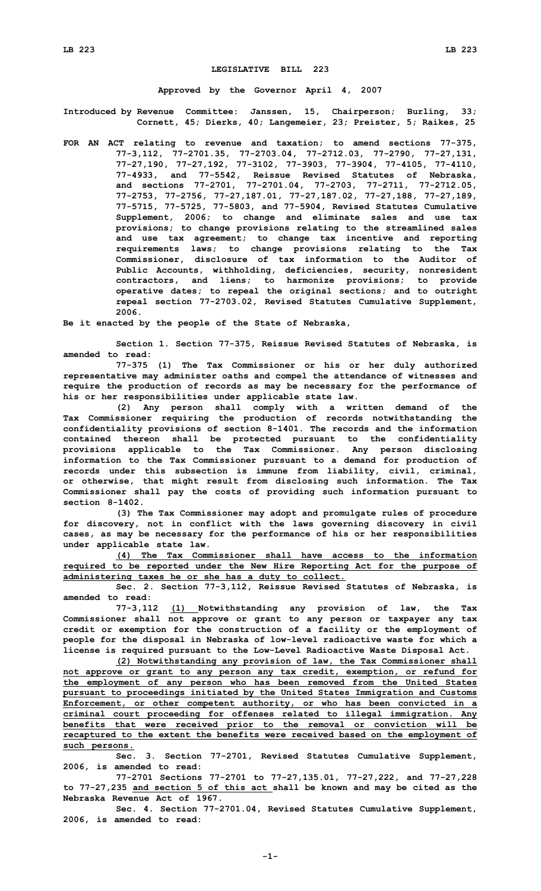# LEGISLATIVE BILL 223

**Approved by the Governor April 4, 2007**

**Introduced by Revenue Committee: Janssen, 15, Chairperson; Burling, 33; Cornett, 45; Dierks, 40; Langemeier, 23; Preister, 5; Raikes, 25**

**FOR AN ACT relating to revenue and taxation; to amend sections 77-375, 77-3,112, 77-2701.35, 77-2703.04, 77-2712.03, 77-2790, 77-27,131, 77-27,190, 77-27,192, 77-3102, 77-3903, 77-3904, 77-4105, 77-4110, 77-4933, and 77-5542, Reissue Revised Statutes of Nebraska, and sections 77-2701, 77-2701.04, 77-2703, 77-2711, 77-2712.05, 77-2753, 77-2756, 77-27,187.01, 77-27,187.02, 77-27,188, 77-27,189, 77-5715, 77-5725, 77-5803, and 77-5904, Revised Statutes Cumulative Supplement, 2006; to change and eliminate sales and use tax provisions; to change provisions relating to the streamlined sales and use tax agreement; to change tax incentive and reporting requirements laws; to change provisions relating to the Tax Commissioner, disclosure of tax information to the Auditor of Public Accounts, withholding, deficiencies, security, nonresident contractors, and liens; to harmonize provisions; to provide operative dates; to repeal the original sections; and to outright repeal section 77-2703.02, Revised Statutes Cumulative Supplement, 2006.**

**Be it enacted by the people of the State of Nebraska,**

**Section 1. Section 77-375, Reissue Revised Statutes of Nebraska, is amended to read:**

**77-375 (1) The Tax Commissioner or his or her duly authorized representative may administer oaths and compel the attendance of witnesses and require the production of records as may be necessary for the performance of his or her responsibilities under applicable state law.**

**(2) Any person shall comply with a written demand of the Tax Commissioner requiring the production of records notwithstanding the confidentiality provisions of section 8-1401. The records and the information contained thereon shall be protected pursuant to the confidentiality provisions applicable to the Tax Commissioner. Any person disclosing information to the Tax Commissioner pursuant to a demand for production of records under this subsection is immune from liability, civil, criminal, or otherwise, that might result from disclosing such information. The Tax Commissioner shall pay the costs of providing such information pursuant to section 8-1402.**

**(3) The Tax Commissioner may adopt and promulgate rules of procedure for discovery, not in conflict with the laws governing discovery in civil cases, as may be necessary for the performance of his or her responsibilities under applicable state law.**

**(4) The Tax Commissioner shall have access to the information required to be reported under the New Hire Reporting Act for the purpose of administering taxes he or she has a duty to collect.**

**Sec. 2. Section 77-3,112, Reissue Revised Statutes of Nebraska, is amended to read:**

**77-3,112 (1) Notwithstanding any provision of law, the Tax Commissioner shall not approve or grant to any person or taxpayer any tax credit or exemption for the construction of a facility or the employment of people for the disposal in Nebraska of low-level radioactive waste for which a license is required pursuant to the Low-Level Radioactive Waste Disposal Act.**

**(2) Notwithstanding any provision of law, the Tax Commissioner shall not approve or grant to any person any tax credit, exemption, or refund for the employment of any person who has been removed from the United States pursuant to proceedings initiated by the United States Immigration and Customs Enforcement, or other competent authority, or who has been convicted in a criminal court proceeding for offenses related to illegal immigration. Any benefits that were received prior to the removal or conviction will be recaptured to the extent the benefits were received based on the employment of such persons.**

**Sec. 3. Section 77-2701, Revised Statutes Cumulative Supplement, 2006, is amended to read:**

**77-2701 Sections 77-2701 to 77-27,135.01, 77-27,222, and 77-27,228 to 77-27,235 and section 5 of this act shall be known and may be cited as the Nebraska Revenue Act of 1967.**

**Sec. 4. Section 77-2701.04, Revised Statutes Cumulative Supplement, 2006, is amended to read:**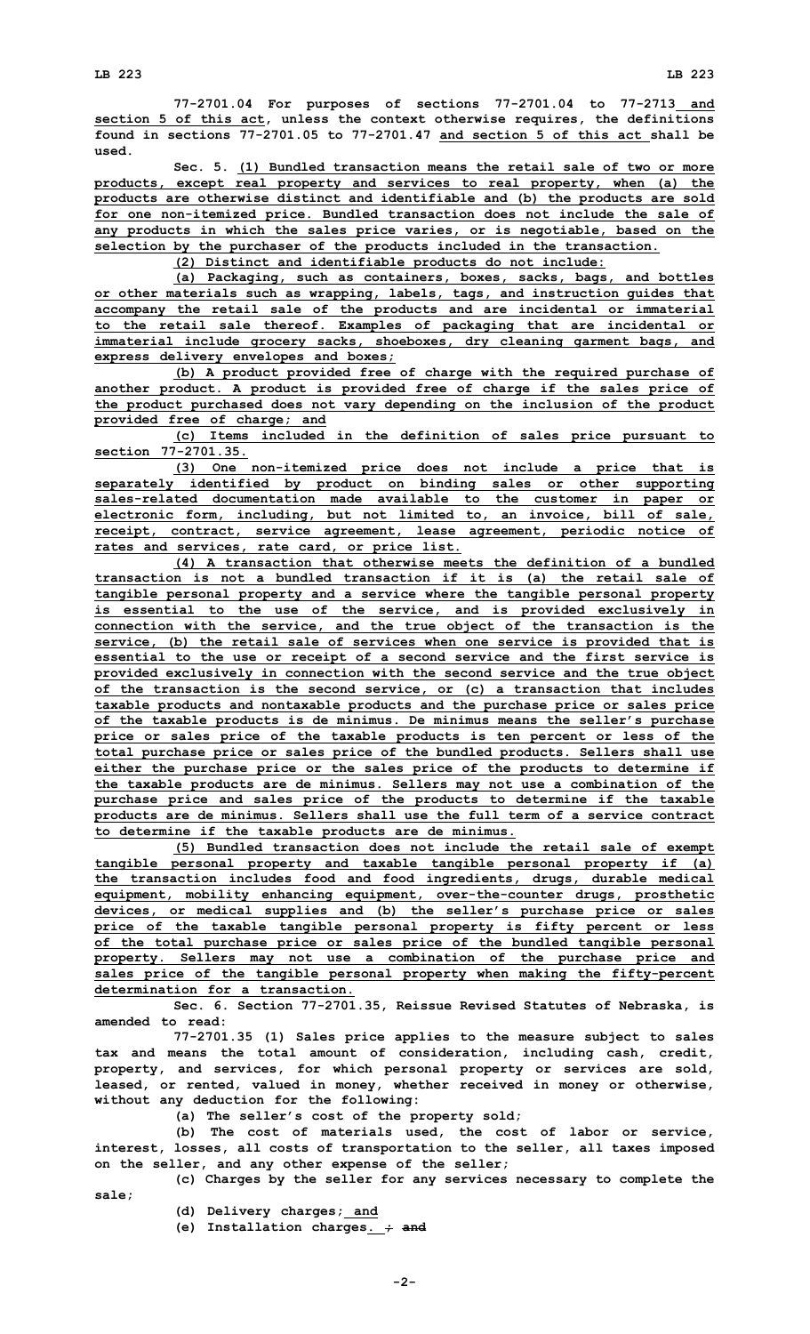77-2701.04 For purposes of sections 77-2701.04 to 77-2713 and section 5 of this act, unless the context otherwise requires, the definitions found in sections 77-2701.05 to 77-2701.47 and section 5 of this act shall be used.

Sec. 5. (1) Bundled transaction means the retail sale of two or more products, except real property and services to real property, when (a) the products are otherwise distinct and identifiable and (b) the products are sold for one non-itemized price. Bundled transaction does not include the sale of any products in which the sales price varies, or is negotiable, based on the selection by the purchaser of the products included in the transaction.

(2) Distinct and identifiable products do not include:

(a) Packaging, such as containers, boxes, sacks, bags, and bottles or other materials such as wrapping, labels, tags, and instruction guides that accompany the retail sale of the products and are incidental or immaterial to the retail sale thereof. Examples of packaging that are incidental or immaterial include grocery sacks, shoeboxes, dry cleaning garment bags, and express delivery envelopes and boxes;

(b) A product provided free of charge with the required purchase of another product. A product is provided free of charge if the sales price of the product purchased does not vary depending on the inclusion of the product provided free of charge; and

(c) Items included in the definition of sales price pursuant to section 77-2701.35.

(3) One non-itemized price does not include a price that is separately identified by product on binding sales or other supporting sales-related documentation made available to the customer in paper or electronic form, including, but not limited to, an invoice, bill of sale, receipt, contract, service agreement, lease agreement, periodic notice of rates and services, rate card, or price list.

(4) A transaction that otherwise meets the definition of a bundled transaction is not a bundled transaction if it is (a) the retail sale of tangible personal property and a service where the tangible personal property is essential to the use of the service, and is provided exclusively in connection with the service, and the true object of the transaction is the service, (b) the retail sale of services when one service is provided that is essential to the use or receipt of a second service and the first service is provided exclusively in connection with the second service and the true object of the transaction is the second service, or (c) a transaction that includes taxable products and nontaxable products and the purchase price or sales price of the taxable products is de minimus. De minimus means the seller's purchase price or sales price of the taxable products is ten percent or less of the total purchase price or sales price of the bundled products. Sellers shall use either the purchase price or the sales price of the products to determine if the taxable products are de minimus. Sellers may not use a combination of the purchase price and sales price of the products to determine if the taxable products are de minimus. Sellers shall use the full term of a service contract to determine if the taxable products are de minimus.

(5) Bundled transaction does not include the retail sale of exempt tangible personal property and taxable tangible personal property if (a) the transaction includes food and food ingredients, drugs, durable medical equipment, mobility enhancing equipment, over-the-counter drugs, prosthetic devices, or medical supplies and (b) the seller's purchase price or sales price of the taxable tangible personal property is fifty percent or less of the total purchase price or sales price of the bundled tangible personal property. Sellers may not use a combination of the purchase price and sales price of the tangible personal property when making the fifty-percent determination for a transaction.

Sec. 6. Section 77-2701.35, Reissue Revised Statutes of Nebraska, is amended to read:

77-2701.35 (1) Sales price applies to the measure subject to sales tax and means the total amount of consideration, including cash, credit, property, and services, for which personal property or services are sold, leased, or rented, valued in money, whether received in money or otherwise, without any deduction for the following:

(a) The seller's cost of the property sold;

(b) The cost of materials used, the cost of labor or service, interest, losses, all costs of transportation to the seller, all taxes imposed on the seller, and any other expense of the seller;

(c) Charges by the seller for any services necessary to complete the sale;

(d) Delivery charges; and

(e) Installation charges. ; ~~and~~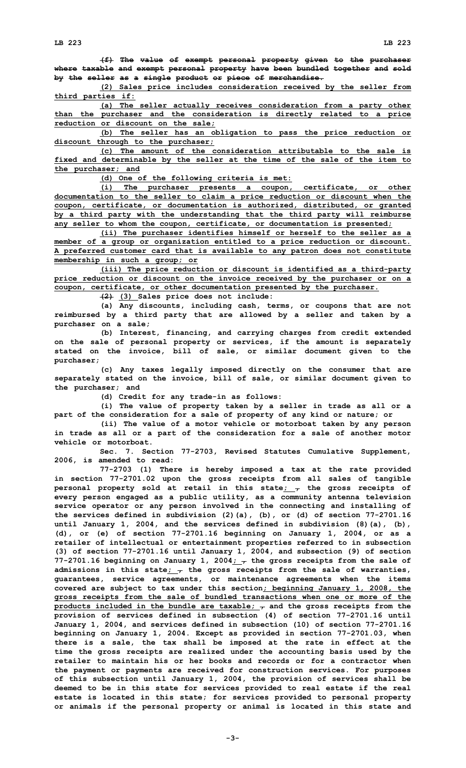~~(f) The value of exempt personal property given to the purchaser where taxable and exempt personal property have been bundled together and sold by the seller as a single product or piece of merchandise.~~

(2) Sales price includes consideration received by the seller from third parties if:

(a) The seller actually receives consideration from a party other than the purchaser and the consideration is directly related to a price reduction or discount on the sale;

(b) The seller has an obligation to pass the price reduction or discount through to the purchaser;

(c) The amount of the consideration attributable to the sale is fixed and determinable by the seller at the time of the sale of the item to the purchaser; and

(d) One of the following criteria is met:

(i) The purchaser presents a coupon, certificate, or other documentation to the seller to claim a price reduction or discount when the coupon, certificate, or documentation is authorized, distributed, or granted by a third party with the understanding that the third party will reimburse any seller to whom the coupon, certificate, or documentation is presented;

(ii) The purchaser identifies himself or herself to the seller as a member of a group or organization entitled to a price reduction or discount. A preferred customer card that is available to any patron does not constitute membership in such a group; or

(iii) The price reduction or discount is identified as a third-party price reduction or discount on the invoice received by the purchaser or on a coupon, certificate, or other documentation presented by the purchaser.

~~(2)~~ (3) Sales price does not include:

(a) Any discounts, including cash, terms, or coupons that are not reimbursed by a third party that are allowed by a seller and taken by a purchaser on a sale;

(b) Interest, financing, and carrying charges from credit extended on the sale of personal property or services, if the amount is separately stated on the invoice, bill of sale, or similar document given to the purchaser;

(c) Any taxes legally imposed directly on the consumer that are separately stated on the invoice, bill of sale, or similar document given to the purchaser; and

(d) Credit for any trade-in as follows:

(i) The value of property taken by a seller in trade as all or a part of the consideration for a sale of property of any kind or nature; or

(ii) The value of a motor vehicle or motorboat taken by any person in trade as all or a part of the consideration for a sale of another motor vehicle or motorboat.

Sec. 7. Section 77-2703, Revised Statutes Cumulative Supplement, 2006, is amended to read:

77-2703 (1) There is hereby imposed a tax at the rate provided in section 77-2701.02 upon the gross receipts from all sales of tangible personal property sold at retail in this state; ~~,~~ the gross receipts of every person engaged as a public utility, as a community antenna television service operator or any person involved in the connecting and installing of the services defined in subdivision (2)(a), (b), or (d) of section 77-2701.16 until January 1, 2004, and the services defined in subdivision (8)(a), (b), (d), or (e) of section 77-2701.16 beginning on January 1, 2004, or as a retailer of intellectual or entertainment properties referred to in subsection (3) of section 77-2701.16 until January 1, 2004, and subsection (9) of section 77-2701.16 beginning on January 1, 2004; ~~,~~ the gross receipts from the sale of admissions in this state; ~~,~~ the gross receipts from the sale of warranties, guarantees, service agreements, or maintenance agreements when the items covered are subject to tax under this section; beginning January 1, 2008, the gross receipts from the sale of bundled transactions when one or more of the products included in the bundle are taxable; ~~,~~ and the gross receipts from the provision of services defined in subsection (4) of section 77-2701.16 until January 1, 2004, and services defined in subsection (10) of section 77-2701.16 beginning on January 1, 2004. Except as provided in section 77-2701.03, when there is a sale, the tax shall be imposed at the rate in effect at the time the gross receipts are realized under the accounting basis used by the retailer to maintain his or her books and records or for a contractor when the payment or payments are received for construction services. For purposes of this subsection until January 1, 2004, the provision of services shall be deemed to be in this state for services provided to real estate if the real estate is located in this state; for services provided to personal property or animals if the personal property or animal is located in this state and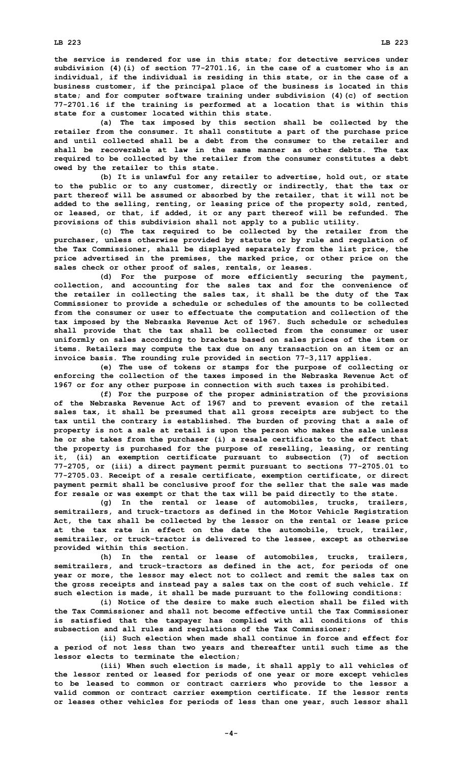the service is rendered for use in this state; for detective services under subdivision (4)(i) of section 77-2701.16, in the case of a customer who is an individual, if the individual is residing in this state, or in the case of a business customer, if the principal place of the business is located in this state; and for computer software training under subdivision (4)(c) of section 77-2701.16 if the training is performed at a location that is within this state for a customer located within this state.

(a) The tax imposed by this section shall be collected by the retailer from the consumer. It shall constitute a part of the purchase price and until collected shall be a debt from the consumer to the retailer and shall be recoverable at law in the same manner as other debts. The tax required to be collected by the retailer from the consumer constitutes a debt owed by the retailer to this state.

(b) It is unlawful for any retailer to advertise, hold out, or state to the public or to any customer, directly or indirectly, that the tax or part thereof will be assumed or absorbed by the retailer, that it will not be added to the selling, renting, or leasing price of the property sold, rented, or leased, or that, if added, it or any part thereof will be refunded. The provisions of this subdivision shall not apply to a public utility.

(c) The tax required to be collected by the retailer from the purchaser, unless otherwise provided by statute or by rule and regulation of the Tax Commissioner, shall be displayed separately from the list price, the price advertised in the premises, the marked price, or other price on the sales check or other proof of sales, rentals, or leases.

(d) For the purpose of more efficiently securing the payment, collection, and accounting for the sales tax and for the convenience of the retailer in collecting the sales tax, it shall be the duty of the Tax Commissioner to provide a schedule or schedules of the amounts to be collected from the consumer or user to effectuate the computation and collection of the tax imposed by the Nebraska Revenue Act of 1967. Such schedule or schedules shall provide that the tax shall be collected from the consumer or user uniformly on sales according to brackets based on sales prices of the item or items. Retailers may compute the tax due on any transaction on an item or an invoice basis. The rounding rule provided in section 77-3,117 applies.

(e) The use of tokens or stamps for the purpose of collecting or enforcing the collection of the taxes imposed in the Nebraska Revenue Act of 1967 or for any other purpose in connection with such taxes is prohibited.

(f) For the purpose of the proper administration of the provisions of the Nebraska Revenue Act of 1967 and to prevent evasion of the retail sales tax, it shall be presumed that all gross receipts are subject to the tax until the contrary is established. The burden of proving that a sale of property is not a sale at retail is upon the person who makes the sale unless he or she takes from the purchaser (i) a resale certificate to the effect that the property is purchased for the purpose of reselling, leasing, or renting it, (ii) an exemption certificate pursuant to subsection (7) of section 77-2705, or (iii) a direct payment permit pursuant to sections 77-2705.01 to 77-2705.03. Receipt of a resale certificate, exemption certificate, or direct payment permit shall be conclusive proof for the seller that the sale was made for resale or was exempt or that the tax will be paid directly to the state.

(g) In the rental or lease of automobiles, trucks, trailers, semitrailers, and truck-tractors as defined in the Motor Vehicle Registration Act, the tax shall be collected by the lessor on the rental or lease price at the tax rate in effect on the date the automobile, truck, trailer, semitrailer, or truck-tractor is delivered to the lessee, except as otherwise provided within this section.

(h) In the rental or lease of automobiles, trucks, trailers, semitrailers, and truck-tractors as defined in the act, for periods of one year or more, the lessor may elect not to collect and remit the sales tax on the gross receipts and instead pay a sales tax on the cost of such vehicle. If such election is made, it shall be made pursuant to the following conditions:

(i) Notice of the desire to make such election shall be filed with the Tax Commissioner and shall not become effective until the Tax Commissioner is satisfied that the taxpayer has complied with all conditions of this subsection and all rules and regulations of the Tax Commissioner;

(ii) Such election when made shall continue in force and effect for a period of not less than two years and thereafter until such time as the lessor elects to terminate the election;

(iii) When such election is made, it shall apply to all vehicles of the lessor rented or leased for periods of one year or more except vehicles to be leased to common or contract carriers who provide to the lessor a valid common or contract carrier exemption certificate. If the lessor rents or leases other vehicles for periods of less than one year, such lessor shall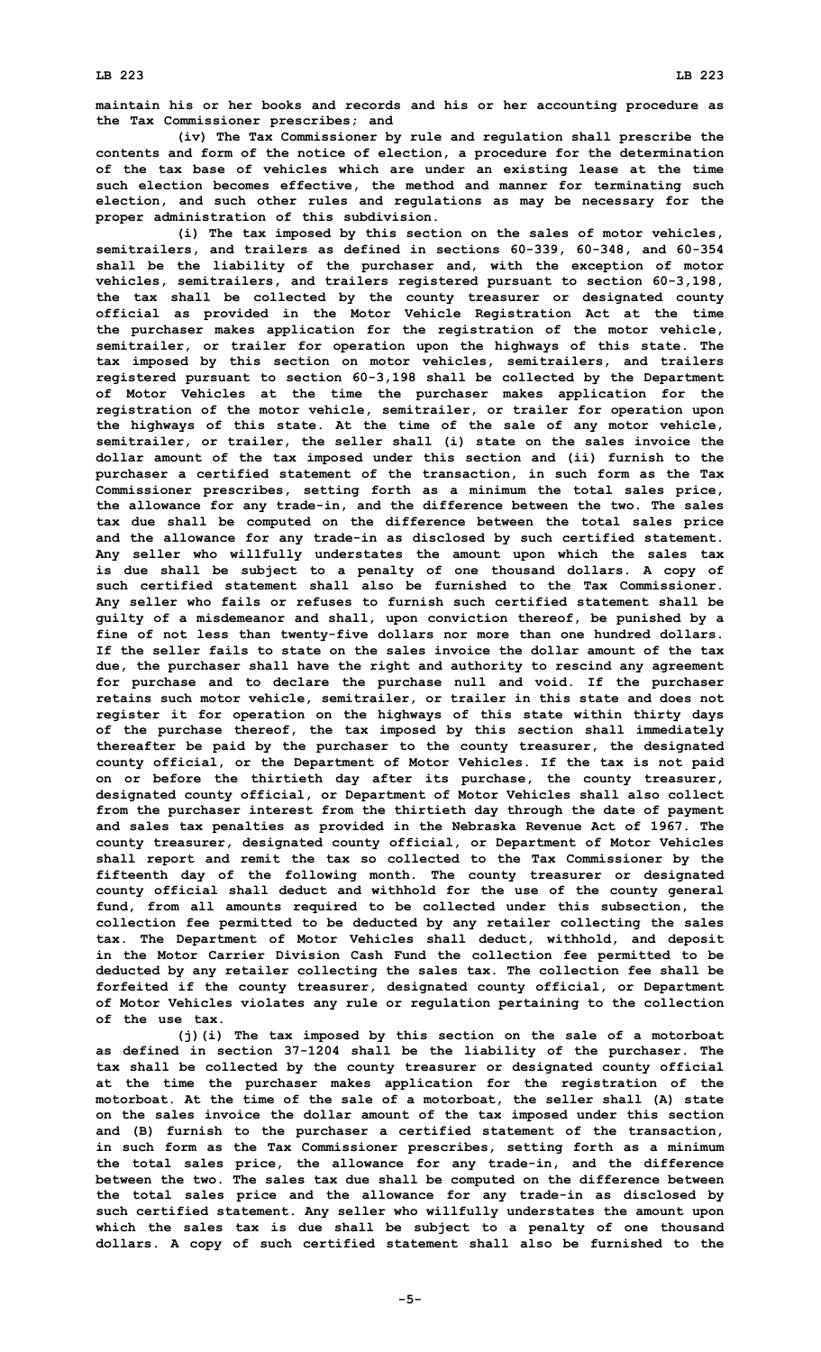maintain his or her books and records and his or her accounting procedure as the Tax Commissioner prescribes; and

(iv) The Tax Commissioner by rule and regulation shall prescribe the contents and form of the notice of election, a procedure for the determination of the tax base of vehicles which are under an existing lease at the time such election becomes effective, the method and manner for terminating such election, and such other rules and regulations as may be necessary for the proper administration of this subdivision.

(i) The tax imposed by this section on the sales of motor vehicles, semitrailers, and trailers as defined in sections 60-339, 60-348, and 60-354 shall be the liability of the purchaser and, with the exception of motor vehicles, semitrailers, and trailers registered pursuant to section 60-3,198, the tax shall be collected by the county treasurer or designated county official as provided in the Motor Vehicle Registration Act at the time the purchaser makes application for the registration of the motor vehicle, semitrailer, or trailer for operation upon the highways of this state. The tax imposed by this section on motor vehicles, semitrailers, and trailers registered pursuant to section 60-3,198 shall be collected by the Department of Motor Vehicles at the time the purchaser makes application for the registration of the motor vehicle, semitrailer, or trailer for operation upon the highways of this state. At the time of the sale of any motor vehicle, semitrailer, or trailer, the seller shall (i) state on the sales invoice the dollar amount of the tax imposed under this section and (ii) furnish to the purchaser a certified statement of the transaction, in such form as the Tax Commissioner prescribes, setting forth as a minimum the total sales price, the allowance for any trade-in, and the difference between the two. The sales tax due shall be computed on the difference between the total sales price and the allowance for any trade-in as disclosed by such certified statement. Any seller who willfully understates the amount upon which the sales tax is due shall be subject to a penalty of one thousand dollars. A copy of such certified statement shall also be furnished to the Tax Commissioner. Any seller who fails or refuses to furnish such certified statement shall be guilty of a misdemeanor and shall, upon conviction thereof, be punished by a fine of not less than twenty-five dollars nor more than one hundred dollars. If the seller fails to state on the sales invoice the dollar amount of the tax due, the purchaser shall have the right and authority to rescind any agreement for purchase and to declare the purchase null and void. If the purchaser retains such motor vehicle, semitrailer, or trailer in this state and does not register it for operation on the highways of this state within thirty days of the purchase thereof, the tax imposed by this section shall immediately thereafter be paid by the purchaser to the county treasurer, the designated county official, or the Department of Motor Vehicles. If the tax is not paid on or before the thirtieth day after its purchase, the county treasurer, designated county official, or Department of Motor Vehicles shall also collect from the purchaser interest from the thirtieth day through the date of payment and sales tax penalties as provided in the Nebraska Revenue Act of 1967. The county treasurer, designated county official, or Department of Motor Vehicles shall report and remit the tax so collected to the Tax Commissioner by the fifteenth day of the following month. The county treasurer or designated county official shall deduct and withhold for the use of the county general fund, from all amounts required to be collected under this subsection, the collection fee permitted to be deducted by any retailer collecting the sales tax. The Department of Motor Vehicles shall deduct, withhold, and deposit in the Motor Carrier Division Cash Fund the collection fee permitted to be deducted by any retailer collecting the sales tax. The collection fee shall be forfeited if the county treasurer, designated county official, or Department of Motor Vehicles violates any rule or regulation pertaining to the collection of the use tax.

(j)(i) The tax imposed by this section on the sale of a motorboat as defined in section 37-1204 shall be the liability of the purchaser. The tax shall be collected by the county treasurer or designated county official at the time the purchaser makes application for the registration of the motorboat. At the time of the sale of a motorboat, the seller shall (A) state on the sales invoice the dollar amount of the tax imposed under this section and (B) furnish to the purchaser a certified statement of the transaction, in such form as the Tax Commissioner prescribes, setting forth as a minimum the total sales price, the allowance for any trade-in, and the difference between the two. The sales tax due shall be computed on the difference between the total sales price and the allowance for any trade-in as disclosed by such certified statement. Any seller who willfully understates the amount upon which the sales tax is due shall be subject to a penalty of one thousand dollars. A copy of such certified statement shall also be furnished to the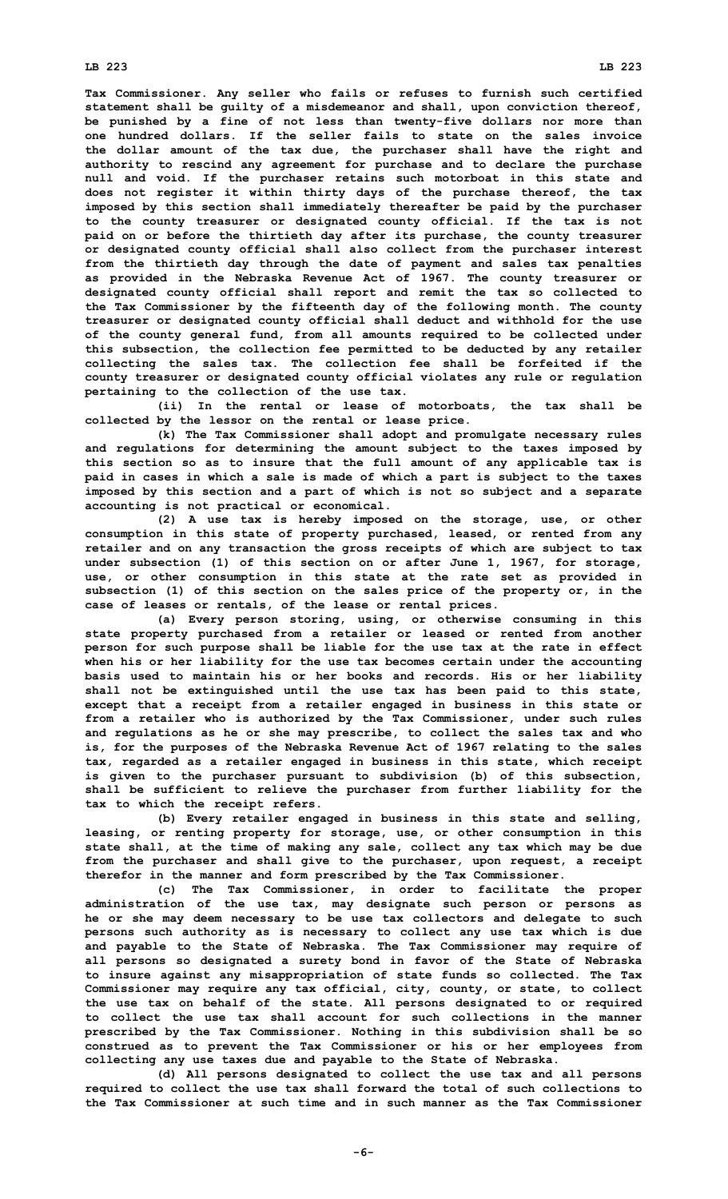Tax Commissioner. Any seller who fails or refuses to furnish such certified statement shall be guilty of a misdemeanor and shall, upon conviction thereof, be punished by a fine of not less than twenty-five dollars nor more than one hundred dollars. If the seller fails to state on the sales invoice the dollar amount of the tax due, the purchaser shall have the right and authority to rescind any agreement for purchase and to declare the purchase null and void. If the purchaser retains such motorboat in this state and does not register it within thirty days of the purchase thereof, the tax imposed by this section shall immediately thereafter be paid by the purchaser to the county treasurer or designated county official. If the tax is not paid on or before the thirtieth day after its purchase, the county treasurer or designated county official shall also collect from the purchaser interest from the thirtieth day through the date of payment and sales tax penalties as provided in the Nebraska Revenue Act of 1967. The county treasurer or designated county official shall report and remit the tax so collected to the Tax Commissioner by the fifteenth day of the following month. The county treasurer or designated county official shall deduct and withhold for the use of the county general fund, from all amounts required to be collected under this subsection, the collection fee permitted to be deducted by any retailer collecting the sales tax. The collection fee shall be forfeited if the county treasurer or designated county official violates any rule or regulation pertaining to the collection of the use tax.

(ii) In the rental or lease of motorboats, the tax shall be collected by the lessor on the rental or lease price.

(k) The Tax Commissioner shall adopt and promulgate necessary rules and regulations for determining the amount subject to the taxes imposed by this section so as to insure that the full amount of any applicable tax is paid in cases in which a sale is made of which a part is subject to the taxes imposed by this section and a part of which is not so subject and a separate accounting is not practical or economical.

(2) A use tax is hereby imposed on the storage, use, or other consumption in this state of property purchased, leased, or rented from any retailer and on any transaction the gross receipts of which are subject to tax under subsection (1) of this section on or after June 1, 1967, for storage, use, or other consumption in this state at the rate set as provided in subsection (1) of this section on the sales price of the property or, in the case of leases or rentals, of the lease or rental prices.

(a) Every person storing, using, or otherwise consuming in this state property purchased from a retailer or leased or rented from another person for such purpose shall be liable for the use tax at the rate in effect when his or her liability for the use tax becomes certain under the accounting basis used to maintain his or her books and records. His or her liability shall not be extinguished until the use tax has been paid to this state, except that a receipt from a retailer engaged in business in this state or from a retailer who is authorized by the Tax Commissioner, under such rules and regulations as he or she may prescribe, to collect the sales tax and who is, for the purposes of the Nebraska Revenue Act of 1967 relating to the sales tax, regarded as a retailer engaged in business in this state, which receipt is given to the purchaser pursuant to subdivision (b) of this subsection, shall be sufficient to relieve the purchaser from further liability for the tax to which the receipt refers.

(b) Every retailer engaged in business in this state and selling, leasing, or renting property for storage, use, or other consumption in this state shall, at the time of making any sale, collect any tax which may be due from the purchaser and shall give to the purchaser, upon request, a receipt therefor in the manner and form prescribed by the Tax Commissioner.

(c) The Tax Commissioner, in order to facilitate the proper administration of the use tax, may designate such person or persons as he or she may deem necessary to be use tax collectors and delegate to such persons such authority as is necessary to collect any use tax which is due and payable to the State of Nebraska. The Tax Commissioner may require of all persons so designated a surety bond in favor of the State of Nebraska to insure against any misappropriation of state funds so collected. The Tax Commissioner may require any tax official, city, county, or state, to collect the use tax on behalf of the state. All persons designated to or required to collect the use tax shall account for such collections in the manner prescribed by the Tax Commissioner. Nothing in this subdivision shall be so construed as to prevent the Tax Commissioner or his or her employees from collecting any use taxes due and payable to the State of Nebraska.

(d) All persons designated to collect the use tax and all persons required to collect the use tax shall forward the total of such collections to the Tax Commissioner at such time and in such manner as the Tax Commissioner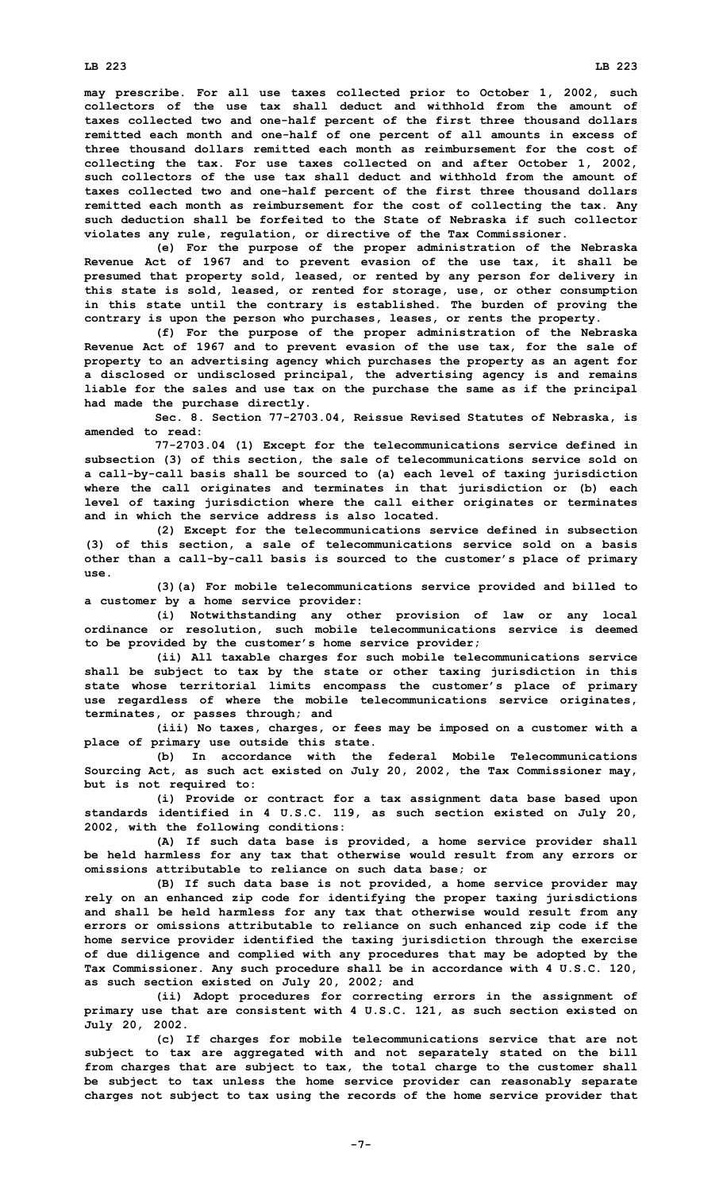may prescribe. For all use taxes collected prior to October 1, 2002, such collectors of the use tax shall deduct and withhold from the amount of taxes collected two and one-half percent of the first three thousand dollars remitted each month and one-half of one percent of all amounts in excess of three thousand dollars remitted each month as reimbursement for the cost of collecting the tax. For use taxes collected on and after October 1, 2002, such collectors of the use tax shall deduct and withhold from the amount of taxes collected two and one-half percent of the first three thousand dollars remitted each month as reimbursement for the cost of collecting the tax. Any such deduction shall be forfeited to the State of Nebraska if such collector violates any rule, regulation, or directive of the Tax Commissioner.

(e) For the purpose of the proper administration of the Nebraska Revenue Act of 1967 and to prevent evasion of the use tax, it shall be presumed that property sold, leased, or rented by any person for delivery in this state is sold, leased, or rented for storage, use, or other consumption in this state until the contrary is established. The burden of proving the contrary is upon the person who purchases, leases, or rents the property.

(f) For the purpose of the proper administration of the Nebraska Revenue Act of 1967 and to prevent evasion of the use tax, for the sale of property to an advertising agency which purchases the property as an agent for a disclosed or undisclosed principal, the advertising agency is and remains liable for the sales and use tax on the purchase the same as if the principal had made the purchase directly.

Sec. 8. Section 77-2703.04, Reissue Revised Statutes of Nebraska, is amended to read:

77-2703.04 (1) Except for the telecommunications service defined in subsection (3) of this section, the sale of telecommunications service sold on a call-by-call basis shall be sourced to (a) each level of taxing jurisdiction where the call originates and terminates in that jurisdiction or (b) each level of taxing jurisdiction where the call either originates or terminates and in which the service address is also located.

(2) Except for the telecommunications service defined in subsection (3) of this section, a sale of telecommunications service sold on a basis other than a call-by-call basis is sourced to the customer's place of primary use.

(3)(a) For mobile telecommunications service provided and billed to a customer by a home service provider:

(i) Notwithstanding any other provision of law or any local ordinance or resolution, such mobile telecommunications service is deemed to be provided by the customer's home service provider;

(ii) All taxable charges for such mobile telecommunications service shall be subject to tax by the state or other taxing jurisdiction in this state whose territorial limits encompass the customer's place of primary use regardless of where the mobile telecommunications service originates, terminates, or passes through; and

(iii) No taxes, charges, or fees may be imposed on a customer with a place of primary use outside this state.

(b) In accordance with the federal Mobile Telecommunications Sourcing Act, as such act existed on July 20, 2002, the Tax Commissioner may, but is not required to:

(i) Provide or contract for a tax assignment data base based upon standards identified in 4 U.S.C. 119, as such section existed on July 20, 2002, with the following conditions:

(A) If such data base is provided, a home service provider shall be held harmless for any tax that otherwise would result from any errors or omissions attributable to reliance on such data base; or

(B) If such data base is not provided, a home service provider may rely on an enhanced zip code for identifying the proper taxing jurisdictions and shall be held harmless for any tax that otherwise would result from any errors or omissions attributable to reliance on such enhanced zip code if the home service provider identified the taxing jurisdiction through the exercise of due diligence and complied with any procedures that may be adopted by the Tax Commissioner. Any such procedure shall be in accordance with 4 U.S.C. 120, as such section existed on July 20, 2002; and

(ii) Adopt procedures for correcting errors in the assignment of primary use that are consistent with 4 U.S.C. 121, as such section existed on July 20, 2002.

(c) If charges for mobile telecommunications service that are not subject to tax are aggregated with and not separately stated on the bill from charges that are subject to tax, the total charge to the customer shall be subject to tax unless the home service provider can reasonably separate charges not subject to tax using the records of the home service provider that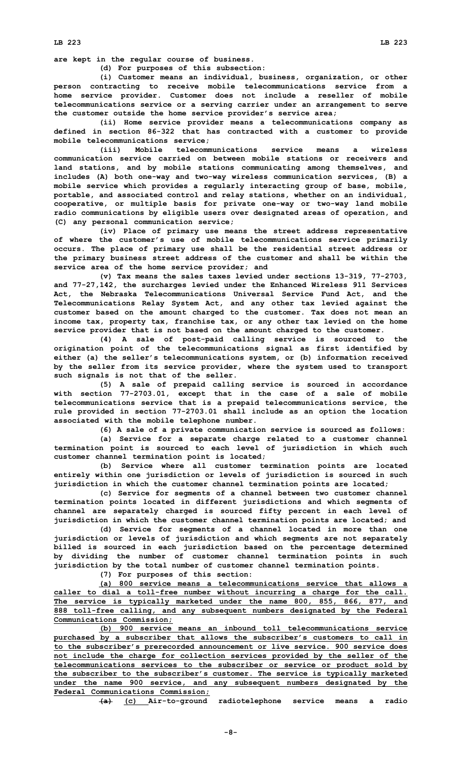are kept in the regular course of business.

(d) For purposes of this subsection:

(i) Customer means an individual, business, organization, or other person contracting to receive mobile telecommunications service from a home service provider. Customer does not include a reseller of mobile telecommunications service or a serving carrier under an arrangement to serve the customer outside the home service provider's service area;

(ii) Home service provider means a telecommunications company as defined in section 86-322 that has contracted with a customer to provide mobile telecommunications service;

(iii) Mobile telecommunications service means a wireless communication service carried on between mobile stations or receivers and land stations, and by mobile stations communicating among themselves, and includes (A) both one-way and two-way wireless communication services, (B) a mobile service which provides a regularly interacting group of base, mobile, portable, and associated control and relay stations, whether on an individual, cooperative, or multiple basis for private one-way or two-way land mobile radio communications by eligible users over designated areas of operation, and (C) any personal communication service;

(iv) Place of primary use means the street address representative of where the customer's use of mobile telecommunications service primarily occurs. The place of primary use shall be the residential street address or the primary business street address of the customer and shall be within the service area of the home service provider; and

(v) Tax means the sales taxes levied under sections 13-319, 77-2703, and 77-27,142, the surcharges levied under the Enhanced Wireless 911 Services Act, the Nebraska Telecommunications Universal Service Fund Act, and the Telecommunications Relay System Act, and any other tax levied against the customer based on the amount charged to the customer. Tax does not mean an income tax, property tax, franchise tax, or any other tax levied on the home service provider that is not based on the amount charged to the customer.

(4) A sale of post-paid calling service is sourced to the origination point of the telecommunications signal as first identified by either (a) the seller's telecommunications system, or (b) information received by the seller from its service provider, where the system used to transport such signals is not that of the seller.

(5) A sale of prepaid calling service is sourced in accordance with section 77-2703.01, except that in the case of a sale of mobile telecommunications service that is a prepaid telecommunications service, the rule provided in section 77-2703.01 shall include as an option the location associated with the mobile telephone number.

(6) A sale of a private communication service is sourced as follows:

(a) Service for a separate charge related to a customer channel termination point is sourced to each level of jurisdiction in which such customer channel termination point is located;

(b) Service where all customer termination points are located entirely within one jurisdiction or levels of jurisdiction is sourced in such jurisdiction in which the customer channel termination points are located;

(c) Service for segments of a channel between two customer channel termination points located in different jurisdictions and which segments of channel are separately charged is sourced fifty percent in each level of jurisdiction in which the customer channel termination points are located; and

(d) Service for segments of a channel located in more than one jurisdiction or levels of jurisdiction and which segments are not separately billed is sourced in each jurisdiction based on the percentage determined by dividing the number of customer channel termination points in such jurisdiction by the total number of customer channel termination points.

(7) For purposes of this section:

(a) 800 service means a telecommunications service that allows a caller to dial a toll-free number without incurring a charge for the call. The service is typically marketed under the name 800, 855, 866, 877, and 888 toll-free calling, and any subsequent numbers designated by the Federal Communications Commission;

(b) 900 service means an inbound toll telecommunications service purchased by a subscriber that allows the subscriber's customers to call in to the subscriber's prerecorded announcement or live service. 900 service does not include the charge for collection services provided by the seller of the telecommunications services to the subscriber or service or product sold by the subscriber to the subscriber's customer. The service is typically marketed under the name 900 service, and any subsequent numbers designated by the Federal Communications Commission;

~~(a)~~ (c) Air-to-ground radiotelephone service means a radio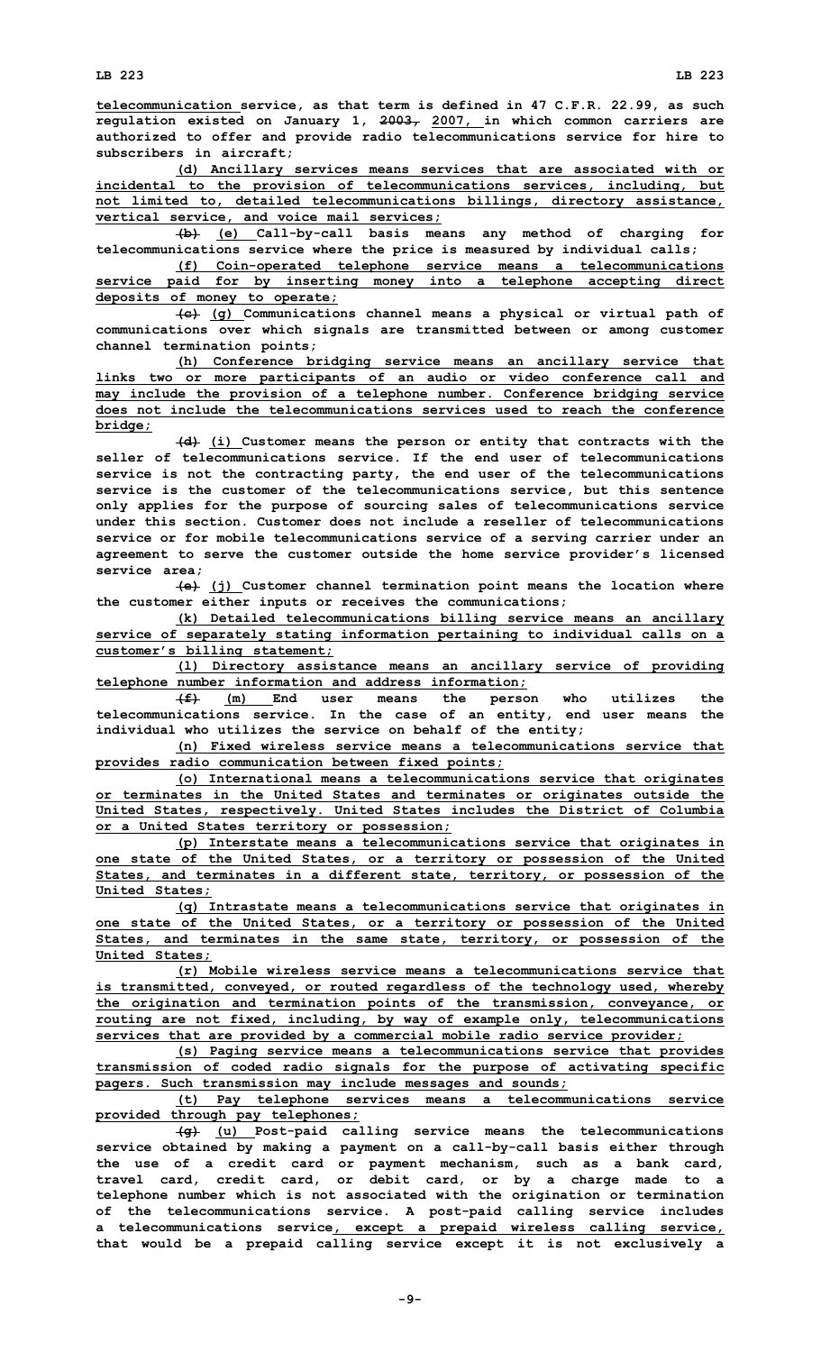telecommunication service, as that term is defined in 47 C.F.R. 22.99, as such regulation existed on January 1, ~~2003,~~ 2007, in which common carriers are authorized to offer and provide radio telecommunications service for hire to subscribers in aircraft;

(d) Ancillary services means services that are associated with or incidental to the provision of telecommunications services, including, but not limited to, detailed telecommunications billings, directory assistance, vertical service, and voice mail services;

~~(b)~~ (e) Call-by-call basis means any method of charging for telecommunications service where the price is measured by individual calls;

(f) Coin-operated telephone service means a telecommunications service paid for by inserting money into a telephone accepting direct deposits of money to operate;

~~(c)~~ (g) Communications channel means a physical or virtual path of communications over which signals are transmitted between or among customer channel termination points;

(h) Conference bridging service means an ancillary service that links two or more participants of an audio or video conference call and may include the provision of a telephone number. Conference bridging service does not include the telecommunications services used to reach the conference bridge;

~~(d)~~ (i) Customer means the person or entity that contracts with the seller of telecommunications service. If the end user of telecommunications service is not the contracting party, the end user of the telecommunications service is the customer of the telecommunications service, but this sentence only applies for the purpose of sourcing sales of telecommunications service under this section. Customer does not include a reseller of telecommunications service or for mobile telecommunications service of a serving carrier under an agreement to serve the customer outside the home service provider's licensed service area;

~~(e)~~ (j) Customer channel termination point means the location where the customer either inputs or receives the communications;

(k) Detailed telecommunications billing service means an ancillary service of separately stating information pertaining to individual calls on a customer's billing statement;

(l) Directory assistance means an ancillary service of providing telephone number information and address information;

~~(f)~~ (m) End user means the person who utilizes the telecommunications service. In the case of an entity, end user means the individual who utilizes the service on behalf of the entity;

(n) Fixed wireless service means a telecommunications service that provides radio communication between fixed points;

(o) International means a telecommunications service that originates or terminates in the United States and terminates or originates outside the United States, respectively. United States includes the District of Columbia or a United States territory or possession;

(p) Interstate means a telecommunications service that originates in one state of the United States, or a territory or possession of the United States, and terminates in a different state, territory, or possession of the United States;

(q) Intrastate means a telecommunications service that originates in one state of the United States, or a territory or possession of the United States, and terminates in the same state, territory, or possession of the United States;

(r) Mobile wireless service means a telecommunications service that is transmitted, conveyed, or routed regardless of the technology used, whereby the origination and termination points of the transmission, conveyance, or routing are not fixed, including, by way of example only, telecommunications services that are provided by a commercial mobile radio service provider;

(s) Paging service means a telecommunications service that provides transmission of coded radio signals for the purpose of activating specific pagers. Such transmission may include messages and sounds;

(t) Pay telephone services means a telecommunications service provided through pay telephones;

~~(g)~~ (u) Post-paid calling service means the telecommunications service obtained by making a payment on a call-by-call basis either through the use of a credit card or payment mechanism, such as a bank card, travel card, credit card, or debit card, or by a charge made to a telephone number which is not associated with the origination or termination of the telecommunications service. A post-paid calling service includes a telecommunications service, except a prepaid wireless calling service, that would be a prepaid calling service except it is not exclusively a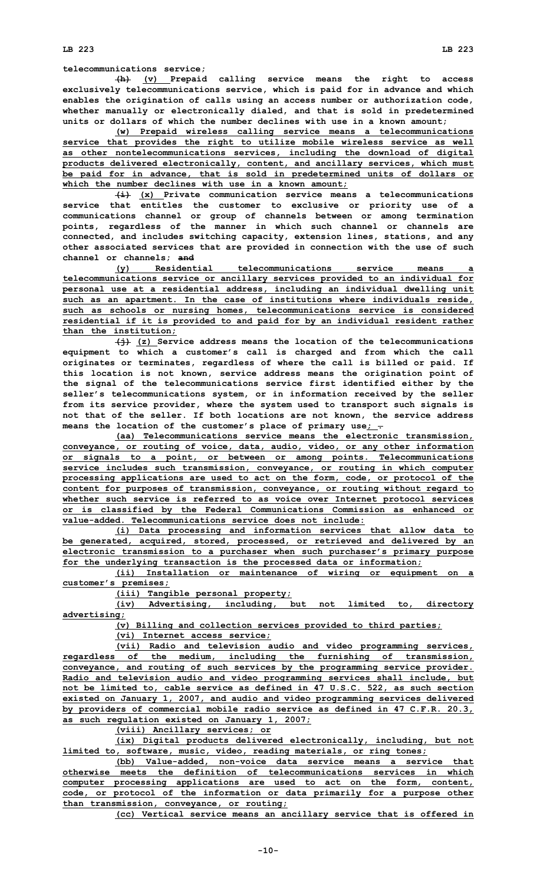telecommunications service;

~~(h)~~ (v) Prepaid calling service means the right to access exclusively telecommunications service, which is paid for in advance and which enables the origination of calls using an access number or authorization code, whether manually or electronically dialed, and that is sold in predetermined units or dollars of which the number declines with use in a known amount;

(w) Prepaid wireless calling service means a telecommunications service that provides the right to utilize mobile wireless service as well as other nontelecommunications services, including the download of digital products delivered electronically, content, and ancillary services, which must be paid for in advance, that is sold in predetermined units of dollars or which the number declines with use in a known amount;

~~(i)~~ (x) Private communication service means a telecommunications service that entitles the customer to exclusive or priority use of a communications channel or group of channels between or among termination points, regardless of the manner in which such channel or channels are connected, and includes switching capacity, extension lines, stations, and any other associated services that are provided in connection with the use of such channel or channels; ~~and~~

(y) Residential telecommunications service means a telecommunications service or ancillary services provided to an individual for personal use at a residential address, including an individual dwelling unit such as an apartment. In the case of institutions where individuals reside, such as schools or nursing homes, telecommunications service is considered residential if it is provided to and paid for by an individual resident rather than the institution;

~~(j)~~ (z) Service address means the location of the telecommunications equipment to which a customer's call is charged and from which the call originates or terminates, regardless of where the call is billed or paid. If this location is not known, service address means the origination point of the signal of the telecommunications service first identified either by the seller's telecommunications system, or in information received by the seller from its service provider, where the system used to transport such signals is not that of the seller. If both locations are not known, the service address means the location of the customer's place of primary use; ~~.~~

(aa) Telecommunications service means the electronic transmission, conveyance, or routing of voice, data, audio, video, or any other information or signals to a point, or between or among points. Telecommunications service includes such transmission, conveyance, or routing in which computer processing applications are used to act on the form, code, or protocol of the content for purposes of transmission, conveyance, or routing without regard to whether such service is referred to as voice over Internet protocol services or is classified by the Federal Communications Commission as enhanced or value-added. Telecommunications service does not include:

(i) Data processing and information services that allow data to be generated, acquired, stored, processed, or retrieved and delivered by an electronic transmission to a purchaser when such purchaser's primary purpose for the underlying transaction is the processed data or information;

(ii) Installation or maintenance of wiring or equipment on a customer's premises;

(iii) Tangible personal property;

(iv) Advertising, including, but not limited to, directory advertising;

(v) Billing and collection services provided to third parties;

(vi) Internet access service;

(vii) Radio and television audio and video programming services, regardless of the medium, including the furnishing of transmission, conveyance, and routing of such services by the programming service provider. Radio and television audio and video programming services shall include, but not be limited to, cable service as defined in 47 U.S.C. 522, as such section existed on January 1, 2007, and audio and video programming services delivered by providers of commercial mobile radio service as defined in 47 C.F.R. 20.3, as such regulation existed on January 1, 2007;

(viii) Ancillary services; or

(ix) Digital products delivered electronically, including, but not limited to, software, music, video, reading materials, or ring tones;

(bb) Value-added, non-voice data service means a service that otherwise meets the definition of telecommunications services in which computer processing applications are used to act on the form, content, code, or protocol of the information or data primarily for a purpose other than transmission, conveyance, or routing;

(cc) Vertical service means an ancillary service that is offered in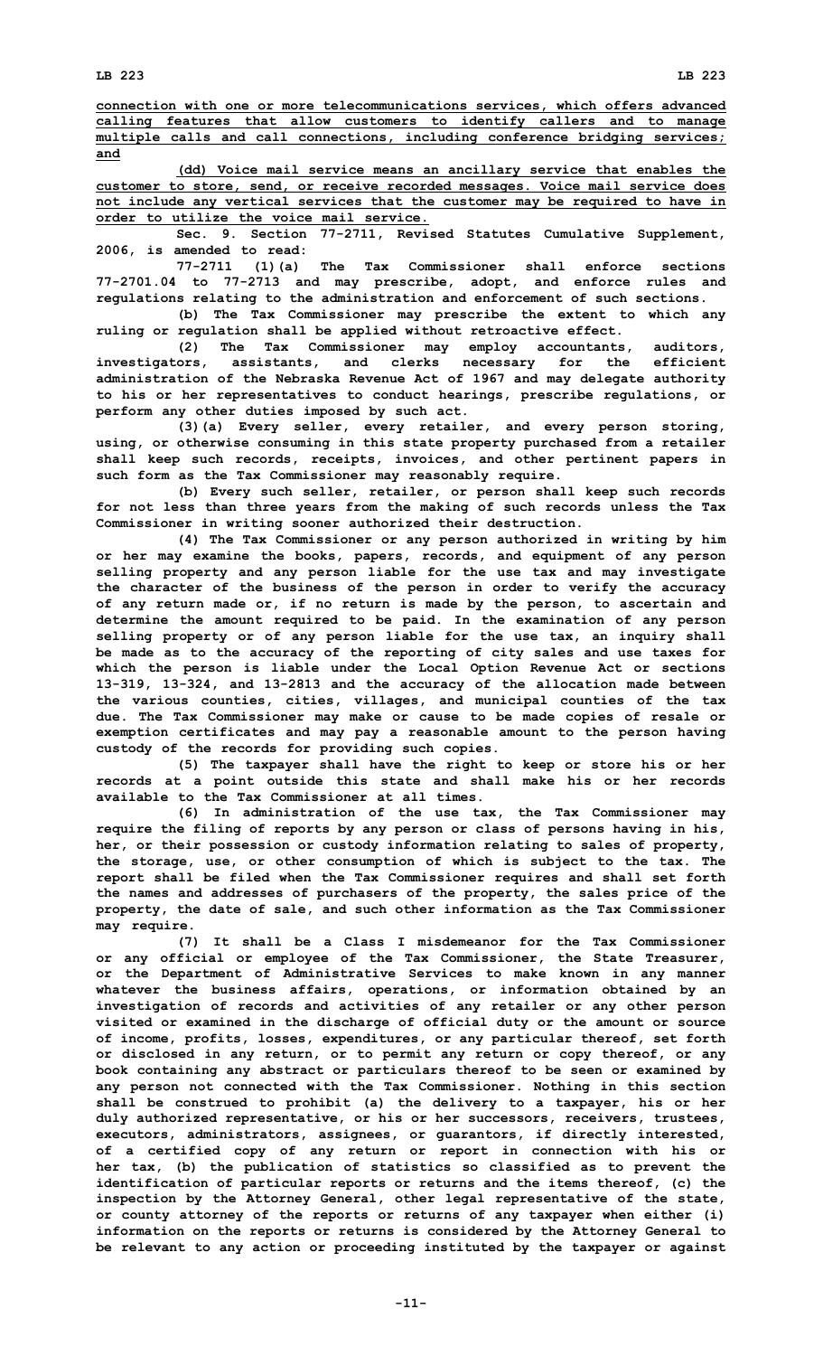connection with one or more telecommunications services, which offers advanced calling features that allow customers to identify callers and to manage multiple calls and call connections, including conference bridging services; and

(dd) Voice mail service means an ancillary service that enables the customer to store, send, or receive recorded messages. Voice mail service does not include any vertical services that the customer may be required to have in order to utilize the voice mail service.

Sec. 9. Section 77-2711, Revised Statutes Cumulative Supplement, 2006, is amended to read:

77-2711 (1)(a) The Tax Commissioner shall enforce sections 77-2701.04 to 77-2713 and may prescribe, adopt, and enforce rules and regulations relating to the administration and enforcement of such sections.

(b) The Tax Commissioner may prescribe the extent to which any ruling or regulation shall be applied without retroactive effect.

(2) The Tax Commissioner may employ accountants, auditors, investigators, assistants, and clerks necessary for the efficient administration of the Nebraska Revenue Act of 1967 and may delegate authority to his or her representatives to conduct hearings, prescribe regulations, or perform any other duties imposed by such act.

(3)(a) Every seller, every retailer, and every person storing, using, or otherwise consuming in this state property purchased from a retailer shall keep such records, receipts, invoices, and other pertinent papers in such form as the Tax Commissioner may reasonably require.

(b) Every such seller, retailer, or person shall keep such records for not less than three years from the making of such records unless the Tax Commissioner in writing sooner authorized their destruction.

(4) The Tax Commissioner or any person authorized in writing by him or her may examine the books, papers, records, and equipment of any person selling property and any person liable for the use tax and may investigate the character of the business of the person in order to verify the accuracy of any return made or, if no return is made by the person, to ascertain and determine the amount required to be paid. In the examination of any person selling property or of any person liable for the use tax, an inquiry shall be made as to the accuracy of the reporting of city sales and use taxes for which the person is liable under the Local Option Revenue Act or sections 13-319, 13-324, and 13-2813 and the accuracy of the allocation made between the various counties, cities, villages, and municipal counties of the tax due. The Tax Commissioner may make or cause to be made copies of resale or exemption certificates and may pay a reasonable amount to the person having custody of the records for providing such copies.

(5) The taxpayer shall have the right to keep or store his or her records at a point outside this state and shall make his or her records available to the Tax Commissioner at all times.

(6) In administration of the use tax, the Tax Commissioner may require the filing of reports by any person or class of persons having in his, her, or their possession or custody information relating to sales of property, the storage, use, or other consumption of which is subject to the tax. The report shall be filed when the Tax Commissioner requires and shall set forth the names and addresses of purchasers of the property, the sales price of the property, the date of sale, and such other information as the Tax Commissioner may require.

(7) It shall be a Class I misdemeanor for the Tax Commissioner or any official or employee of the Tax Commissioner, the State Treasurer, or the Department of Administrative Services to make known in any manner whatever the business affairs, operations, or information obtained by an investigation of records and activities of any retailer or any other person visited or examined in the discharge of official duty or the amount or source of income, profits, losses, expenditures, or any particular thereof, set forth or disclosed in any return, or to permit any return or copy thereof, or any book containing any abstract or particulars thereof to be seen or examined by any person not connected with the Tax Commissioner. Nothing in this section shall be construed to prohibit (a) the delivery to a taxpayer, his or her duly authorized representative, or his or her successors, receivers, trustees, executors, administrators, assignees, or guarantors, if directly interested, of a certified copy of any return or report in connection with his or her tax, (b) the publication of statistics so classified as to prevent the identification of particular reports or returns and the items thereof, (c) the inspection by the Attorney General, other legal representative of the state, or county attorney of the reports or returns of any taxpayer when either (i) information on the reports or returns is considered by the Attorney General to be relevant to any action or proceeding instituted by the taxpayer or against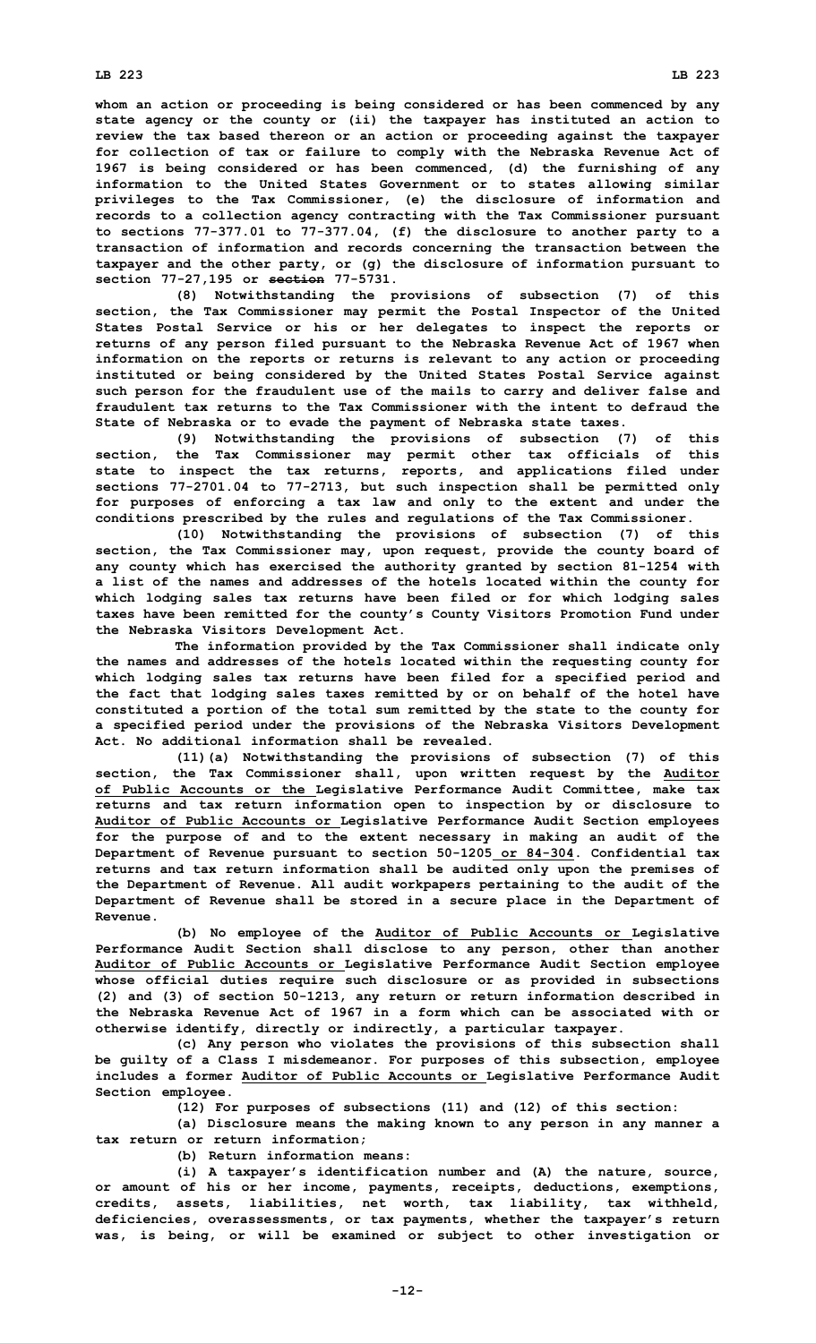whom an action or proceeding is being considered or has been commenced by any state agency or the county or (ii) the taxpayer has instituted an action to review the tax based thereon or an action or proceeding against the taxpayer for collection of tax or failure to comply with the Nebraska Revenue Act of 1967 is being considered or has been commenced, (d) the furnishing of any information to the United States Government or to states allowing similar privileges to the Tax Commissioner, (e) the disclosure of information and records to a collection agency contracting with the Tax Commissioner pursuant to sections 77-377.01 to 77-377.04, (f) the disclosure to another party to a transaction of information and records concerning the transaction between the taxpayer and the other party, or (g) the disclosure of information pursuant to section 77-27,195 or ~~section~~ 77-5731.

(8) Notwithstanding the provisions of subsection (7) of this section, the Tax Commissioner may permit the Postal Inspector of the United States Postal Service or his or her delegates to inspect the reports or returns of any person filed pursuant to the Nebraska Revenue Act of 1967 when information on the reports or returns is relevant to any action or proceeding instituted or being considered by the United States Postal Service against such person for the fraudulent use of the mails to carry and deliver false and fraudulent tax returns to the Tax Commissioner with the intent to defraud the State of Nebraska or to evade the payment of Nebraska state taxes.

(9) Notwithstanding the provisions of subsection (7) of this section, the Tax Commissioner may permit other tax officials of this state to inspect the tax returns, reports, and applications filed under sections 77-2701.04 to 77-2713, but such inspection shall be permitted only for purposes of enforcing a tax law and only to the extent and under the conditions prescribed by the rules and regulations of the Tax Commissioner.

(10) Notwithstanding the provisions of subsection (7) of this section, the Tax Commissioner may, upon request, provide the county board of any county which has exercised the authority granted by section 81-1254 with a list of the names and addresses of the hotels located within the county for which lodging sales tax returns have been filed or for which lodging sales taxes have been remitted for the county's County Visitors Promotion Fund under the Nebraska Visitors Development Act.

The information provided by the Tax Commissioner shall indicate only the names and addresses of the hotels located within the requesting county for which lodging sales tax returns have been filed for a specified period and the fact that lodging sales taxes remitted by or on behalf of the hotel have constituted a portion of the total sum remitted by the state to the county for a specified period under the provisions of the Nebraska Visitors Development Act. No additional information shall be revealed.

(11)(a) Notwithstanding the provisions of subsection (7) of this section, the Tax Commissioner shall, upon written request by the <u>Auditor of Public Accounts or the</u> Legislative Performance Audit Committee, make tax returns and tax return information open to inspection by or disclosure to <u>Auditor of Public Accounts or</u> Legislative Performance Audit Section employees for the purpose of and to the extent necessary in making an audit of the Department of Revenue pursuant to section 50-1205<u> or 84-304</u>. Confidential tax returns and tax return information shall be audited only upon the premises of the Department of Revenue. All audit workpapers pertaining to the audit of the Department of Revenue shall be stored in a secure place in the Department of Revenue.

(b) No employee of the <u>Auditor of Public Accounts or</u> Legislative Performance Audit Section shall disclose to any person, other than another <u>Auditor of Public Accounts or</u> Legislative Performance Audit Section employee whose official duties require such disclosure or as provided in subsections (2) and (3) of section 50-1213, any return or return information described in the Nebraska Revenue Act of 1967 in a form which can be associated with or otherwise identify, directly or indirectly, a particular taxpayer.

(c) Any person who violates the provisions of this subsection shall be guilty of a Class I misdemeanor. For purposes of this subsection, employee includes a former <u>Auditor of Public Accounts or</u> Legislative Performance Audit Section employee.

(12) For purposes of subsections (11) and (12) of this section:

(a) Disclosure means the making known to any person in any manner a tax return or return information;

(b) Return information means:

(i) A taxpayer's identification number and (A) the nature, source, or amount of his or her income, payments, receipts, deductions, exemptions, credits, assets, liabilities, net worth, tax liability, tax withheld, deficiencies, overassessments, or tax payments, whether the taxpayer's return was, is being, or will be examined or subject to other investigation or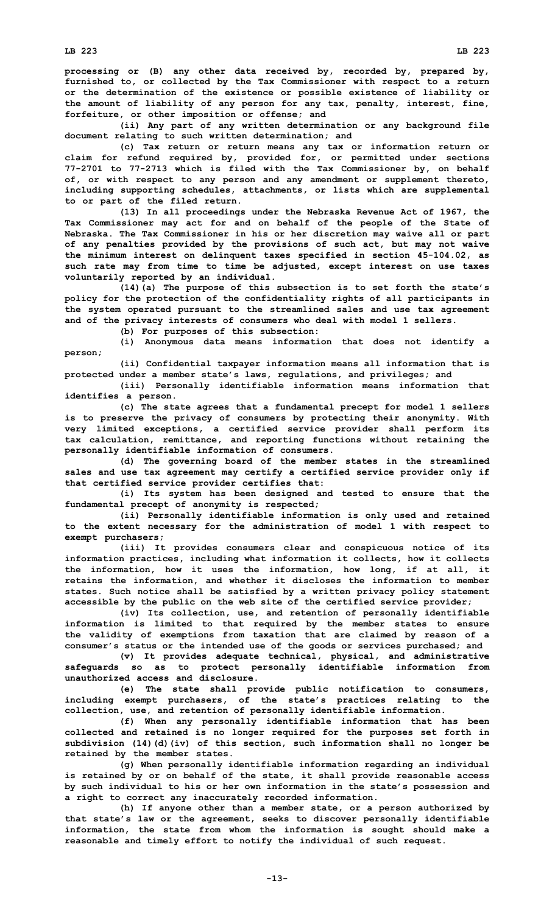processing or (B) any other data received by, recorded by, prepared by, furnished to, or collected by the Tax Commissioner with respect to a return or the determination of the existence or possible existence of liability or the amount of liability of any person for any tax, penalty, interest, fine, forfeiture, or other imposition or offense; and

(ii) Any part of any written determination or any background file document relating to such written determination; and

(c) Tax return or return means any tax or information return or claim for refund required by, provided for, or permitted under sections 77-2701 to 77-2713 which is filed with the Tax Commissioner by, on behalf of, or with respect to any person and any amendment or supplement thereto, including supporting schedules, attachments, or lists which are supplemental to or part of the filed return.

(13) In all proceedings under the Nebraska Revenue Act of 1967, the Tax Commissioner may act for and on behalf of the people of the State of Nebraska. The Tax Commissioner in his or her discretion may waive all or part of any penalties provided by the provisions of such act, but may not waive the minimum interest on delinquent taxes specified in section 45-104.02, as such rate may from time to time be adjusted, except interest on use taxes voluntarily reported by an individual.

(14)(a) The purpose of this subsection is to set forth the state's policy for the protection of the confidentiality rights of all participants in the system operated pursuant to the streamlined sales and use tax agreement and of the privacy interests of consumers who deal with model 1 sellers.

(b) For purposes of this subsection:

(i) Anonymous data means information that does not identify a person;

(ii) Confidential taxpayer information means all information that is protected under a member state's laws, regulations, and privileges; and

(iii) Personally identifiable information means information that identifies a person.

(c) The state agrees that a fundamental precept for model 1 sellers is to preserve the privacy of consumers by protecting their anonymity. With very limited exceptions, a certified service provider shall perform its tax calculation, remittance, and reporting functions without retaining the personally identifiable information of consumers.

(d) The governing board of the member states in the streamlined sales and use tax agreement may certify a certified service provider only if that certified service provider certifies that:

(i) Its system has been designed and tested to ensure that the fundamental precept of anonymity is respected;

(ii) Personally identifiable information is only used and retained to the extent necessary for the administration of model 1 with respect to exempt purchasers;

(iii) It provides consumers clear and conspicuous notice of its information practices, including what information it collects, how it collects the information, how it uses the information, how long, if at all, it retains the information, and whether it discloses the information to member states. Such notice shall be satisfied by a written privacy policy statement accessible by the public on the web site of the certified service provider;

(iv) Its collection, use, and retention of personally identifiable information is limited to that required by the member states to ensure the validity of exemptions from taxation that are claimed by reason of a consumer's status or the intended use of the goods or services purchased; and

(v) It provides adequate technical, physical, and administrative safeguards so as to protect personally identifiable information from unauthorized access and disclosure.

(e) The state shall provide public notification to consumers, including exempt purchasers, of the state's practices relating to the collection, use, and retention of personally identifiable information.

(f) When any personally identifiable information that has been collected and retained is no longer required for the purposes set forth in subdivision (14)(d)(iv) of this section, such information shall no longer be retained by the member states.

(g) When personally identifiable information regarding an individual is retained by or on behalf of the state, it shall provide reasonable access by such individual to his or her own information in the state's possession and a right to correct any inaccurately recorded information.

(h) If anyone other than a member state, or a person authorized by that state's law or the agreement, seeks to discover personally identifiable information, the state from whom the information is sought should make a reasonable and timely effort to notify the individual of such request.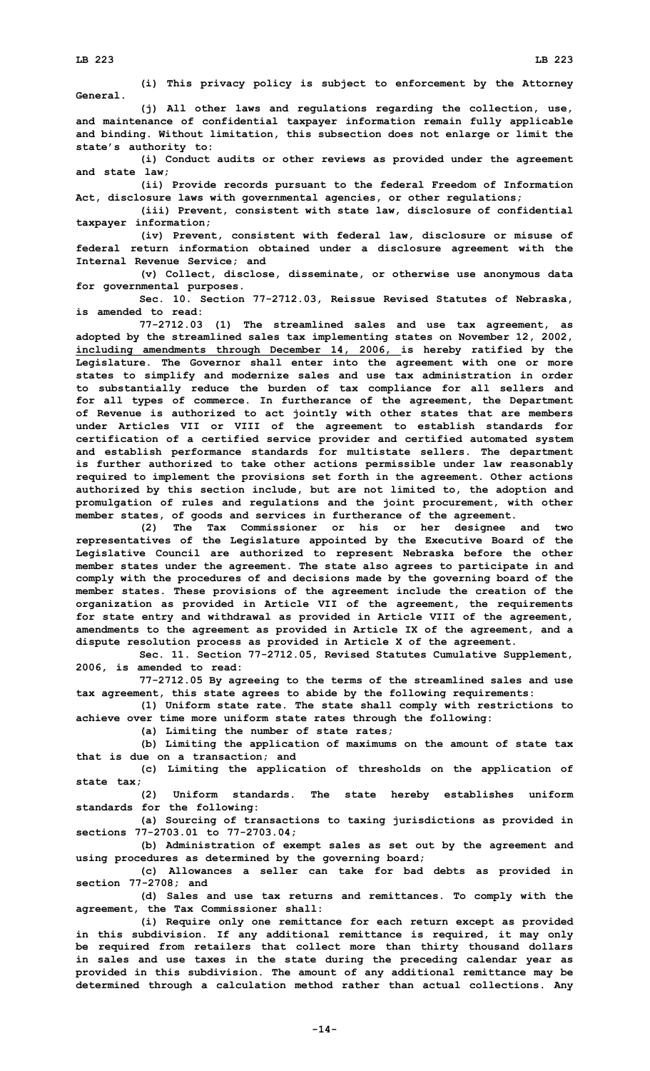(i) This privacy policy is subject to enforcement by the Attorney General.

(j) All other laws and regulations regarding the collection, use, and maintenance of confidential taxpayer information remain fully applicable and binding. Without limitation, this subsection does not enlarge or limit the state's authority to:

(i) Conduct audits or other reviews as provided under the agreement and state law;

(ii) Provide records pursuant to the federal Freedom of Information Act, disclosure laws with governmental agencies, or other regulations;

(iii) Prevent, consistent with state law, disclosure of confidential taxpayer information;

(iv) Prevent, consistent with federal law, disclosure or misuse of federal return information obtained under a disclosure agreement with the Internal Revenue Service; and

(v) Collect, disclose, disseminate, or otherwise use anonymous data for governmental purposes.

Sec. 10. Section 77-2712.03, Reissue Revised Statutes of Nebraska, is amended to read:

77-2712.03 (1) The streamlined sales and use tax agreement, as adopted by the streamlined sales tax implementing states on November 12, 2002, including amendments through December 14, 2006, is hereby ratified by the Legislature. The Governor shall enter into the agreement with one or more states to simplify and modernize sales and use tax administration in order to substantially reduce the burden of tax compliance for all sellers and for all types of commerce. In furtherance of the agreement, the Department of Revenue is authorized to act jointly with other states that are members under Articles VII or VIII of the agreement to establish standards for certification of a certified service provider and certified automated system and establish performance standards for multistate sellers. The department is further authorized to take other actions permissible under law reasonably required to implement the provisions set forth in the agreement. Other actions authorized by this section include, but are not limited to, the adoption and promulgation of rules and regulations and the joint procurement, with other member states, of goods and services in furtherance of the agreement.

(2) The Tax Commissioner or his or her designee and two representatives of the Legislature appointed by the Executive Board of the Legislative Council are authorized to represent Nebraska before the other member states under the agreement. The state also agrees to participate in and comply with the procedures of and decisions made by the governing board of the member states. These provisions of the agreement include the creation of the organization as provided in Article VII of the agreement, the requirements for state entry and withdrawal as provided in Article VIII of the agreement, amendments to the agreement as provided in Article IX of the agreement, and a dispute resolution process as provided in Article X of the agreement.

Sec. 11. Section 77-2712.05, Revised Statutes Cumulative Supplement, 2006, is amended to read:

77-2712.05 By agreeing to the terms of the streamlined sales and use tax agreement, this state agrees to abide by the following requirements:

(1) Uniform state rate. The state shall comply with restrictions to achieve over time more uniform state rates through the following:

(a) Limiting the number of state rates;

(b) Limiting the application of maximums on the amount of state tax that is due on a transaction; and

(c) Limiting the application of thresholds on the application of state tax;

(2) Uniform standards. The state hereby establishes uniform standards for the following:

(a) Sourcing of transactions to taxing jurisdictions as provided in sections 77-2703.01 to 77-2703.04;

(b) Administration of exempt sales as set out by the agreement and using procedures as determined by the governing board;

(c) Allowances a seller can take for bad debts as provided in section 77-2708; and

(d) Sales and use tax returns and remittances. To comply with the agreement, the Tax Commissioner shall:

(i) Require only one remittance for each return except as provided in this subdivision. If any additional remittance is required, it may only be required from retailers that collect more than thirty thousand dollars in sales and use taxes in the state during the preceding calendar year as provided in this subdivision. The amount of any additional remittance may be determined through a calculation method rather than actual collections. Any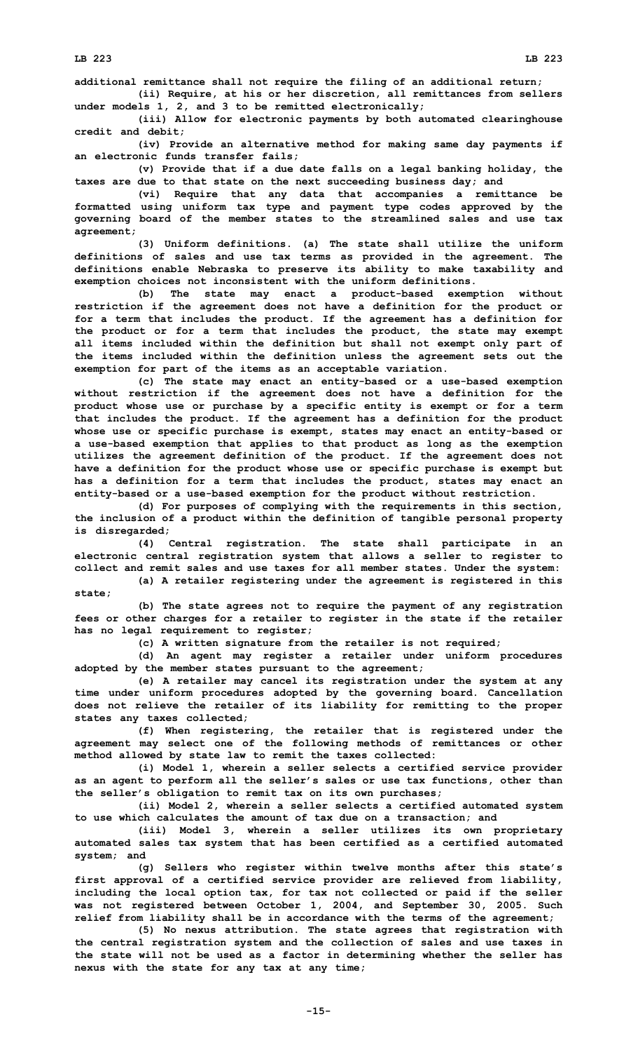**additional remittance shall not require the filing of an additional return;**

**(ii) Require, at his or her discretion, all remittances from sellers under models 1, 2, and 3 to be remitted electronically;**

**(iii) Allow for electronic payments by both automated clearinghouse credit and debit;**

**(iv) Provide an alternative method for making same day payments if an electronic funds transfer fails;**

**(v) Provide that if a due date falls on a legal banking holiday, the taxes are due to that state on the next succeeding business day; and**

**(vi) Require that any data that accompanies a remittance be formatted using uniform tax type and payment type codes approved by the governing board of the member states to the streamlined sales and use tax agreement;**

**(3) Uniform definitions. (a) The state shall utilize the uniform definitions of sales and use tax terms as provided in the agreement. The definitions enable Nebraska to preserve its ability to make taxability and exemption choices not inconsistent with the uniform definitions.**

**(b) The state may enact a product-based exemption without restriction if the agreement does not have a definition for the product or for a term that includes the product. If the agreement has a definition for the product or for a term that includes the product, the state may exempt all items included within the definition but shall not exempt only part of the items included within the definition unless the agreement sets out the exemption for part of the items as an acceptable variation.**

**(c) The state may enact an entity-based or a use-based exemption without restriction if the agreement does not have a definition for the product whose use or purchase by a specific entity is exempt or for a term that includes the product. If the agreement has a definition for the product whose use or specific purchase is exempt, states may enact an entity-based or a use-based exemption that applies to that product as long as the exemption utilizes the agreement definition of the product. If the agreement does not have a definition for the product whose use or specific purchase is exempt but has a definition for a term that includes the product, states may enact an entity-based or a use-based exemption for the product without restriction.**

**(d) For purposes of complying with the requirements in this section, the inclusion of a product within the definition of tangible personal property is disregarded;**

**(4) Central registration. The state shall participate in an electronic central registration system that allows a seller to register to collect and remit sales and use taxes for all member states. Under the system:**

**(a) A retailer registering under the agreement is registered in this state;**

**(b) The state agrees not to require the payment of any registration fees or other charges for a retailer to register in the state if the retailer has no legal requirement to register;**

**(c) A written signature from the retailer is not required;**

**(d) An agent may register a retailer under uniform procedures adopted by the member states pursuant to the agreement;**

**(e) A retailer may cancel its registration under the system at any time under uniform procedures adopted by the governing board. Cancellation does not relieve the retailer of its liability for remitting to the proper states any taxes collected;**

**(f) When registering, the retailer that is registered under the agreement may select one of the following methods of remittances or other method allowed by state law to remit the taxes collected:**

**(i) Model 1, wherein a seller selects a certified service provider as an agent to perform all the seller's sales or use tax functions, other than the seller's obligation to remit tax on its own purchases;**

**(ii) Model 2, wherein a seller selects a certified automated system to use which calculates the amount of tax due on a transaction; and**

**(iii) Model 3, wherein a seller utilizes its own proprietary automated sales tax system that has been certified as a certified automated system; and**

**(g) Sellers who register within twelve months after this state's first approval of a certified service provider are relieved from liability, including the local option tax, for tax not collected or paid if the seller was not registered between October 1, 2004, and September 30, 2005. Such relief from liability shall be in accordance with the terms of the agreement;**

**(5) No nexus attribution. The state agrees that registration with the central registration system and the collection of sales and use taxes in the state will not be used as a factor in determining whether the seller has nexus with the state for any tax at any time;**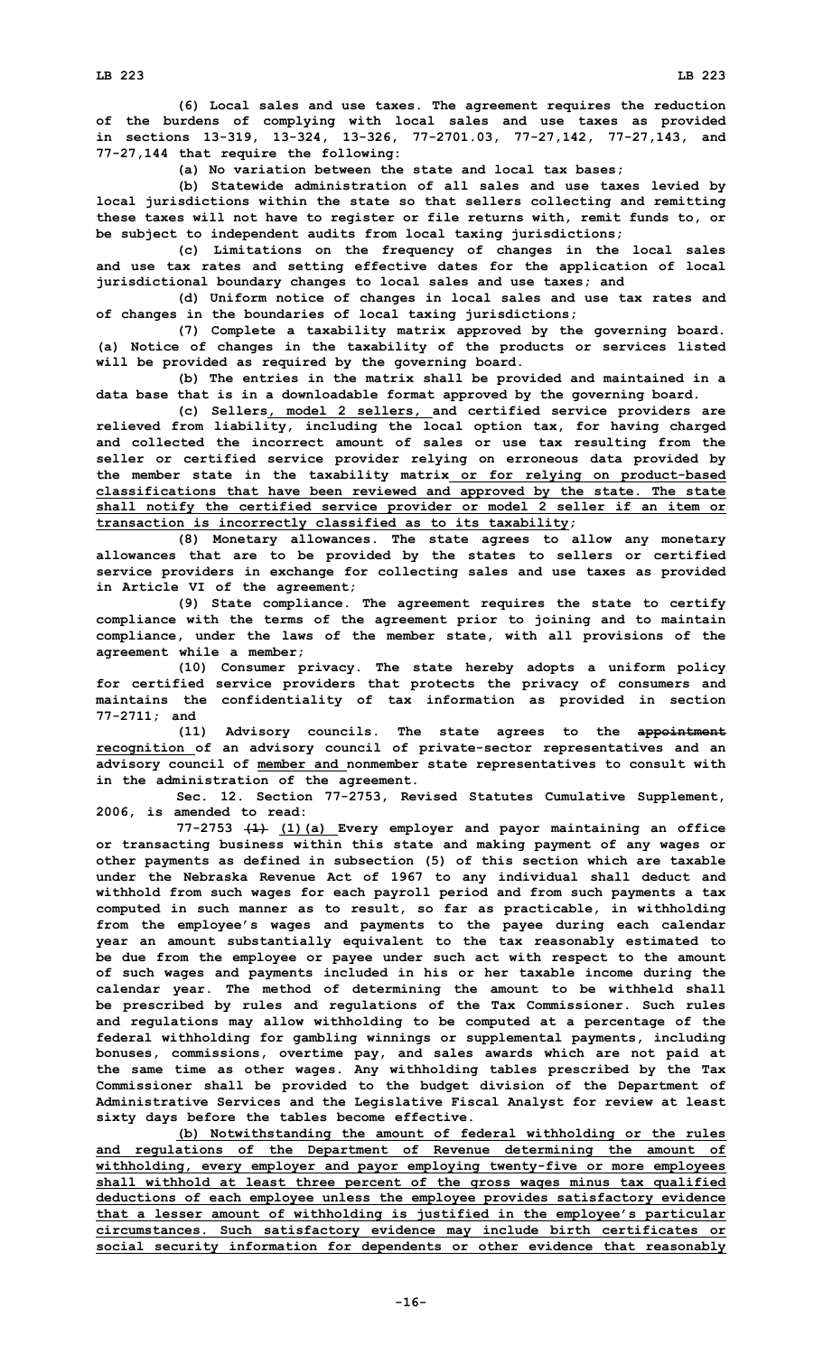**(6) Local sales and use taxes. The agreement requires the reduction of the burdens of complying with local sales and use taxes as provided in sections 13-319, 13-324, 13-326, 77-2701.03, 77-27,142, 77-27,143, and 77-27,144 that require the following:**

**(a) No variation between the state and local tax bases;**

**(b) Statewide administration of all sales and use taxes levied by local jurisdictions within the state so that sellers collecting and remitting these taxes will not have to register or file returns with, remit funds to, or be subject to independent audits from local taxing jurisdictions;**

**(c) Limitations on the frequency of changes in the local sales and use tax rates and setting effective dates for the application of local jurisdictional boundary changes to local sales and use taxes; and**

**(d) Uniform notice of changes in local sales and use tax rates and of changes in the boundaries of local taxing jurisdictions;**

**(7) Complete a taxability matrix approved by the governing board. (a) Notice of changes in the taxability of the products or services listed will be provided as required by the governing board.**

**(b) The entries in the matrix shall be provided and maintained in a data base that is in a downloadable format approved by the governing board.**

**(c) Sellers, model 2 sellers, and certified service providers are relieved from liability, including the local option tax, for having charged and collected the incorrect amount of sales or use tax resulting from the seller or certified service provider relying on erroneous data provided by the member state in the taxability matrix or for relying on product-based classifications that have been reviewed and approved by the state. The state shall notify the certified service provider or model 2 seller if an item or transaction is incorrectly classified as to its taxability;**

**(8) Monetary allowances. The state agrees to allow any monetary allowances that are to be provided by the states to sellers or certified service providers in exchange for collecting sales and use taxes as provided in Article VI of the agreement;**

**(9) State compliance. The agreement requires the state to certify compliance with the terms of the agreement prior to joining and to maintain compliance, under the laws of the member state, with all provisions of the agreement while a member;**

**(10) Consumer privacy. The state hereby adopts a uniform policy for certified service providers that protects the privacy of consumers and maintains the confidentiality of tax information as provided in section 77-2711; and**

**(11) Advisory councils. The state agrees to the ~~appointment~~ recognition of an advisory council of private-sector representatives and an advisory council of member and nonmember state representatives to consult with in the administration of the agreement.**

**Sec. 12. Section 77-2753, Revised Statutes Cumulative Supplement, 2006, is amended to read:**

**77-2753 ~~(1)~~ (1)(a) Every employer and payor maintaining an office or transacting business within this state and making payment of any wages or other payments as defined in subsection (5) of this section which are taxable under the Nebraska Revenue Act of 1967 to any individual shall deduct and withhold from such wages for each payroll period and from such payments a tax computed in such manner as to result, so far as practicable, in withholding from the employee's wages and payments to the payee during each calendar year an amount substantially equivalent to the tax reasonably estimated to be due from the employee or payee under such act with respect to the amount of such wages and payments included in his or her taxable income during the calendar year. The method of determining the amount to be withheld shall be prescribed by rules and regulations of the Tax Commissioner. Such rules and regulations may allow withholding to be computed at a percentage of the federal withholding for gambling winnings or supplemental payments, including bonuses, commissions, overtime pay, and sales awards which are not paid at the same time as other wages. Any withholding tables prescribed by the Tax Commissioner shall be provided to the budget division of the Department of Administrative Services and the Legislative Fiscal Analyst for review at least sixty days before the tables become effective.**

**(b) Notwithstanding the amount of federal withholding or the rules and regulations of the Department of Revenue determining the amount of withholding, every employer and payor employing twenty-five or more employees shall withhold at least three percent of the gross wages minus tax qualified deductions of each employee unless the employee provides satisfactory evidence that a lesser amount of withholding is justified in the employee's particular circumstances. Such satisfactory evidence may include birth certificates or social security information for dependents or other evidence that reasonably**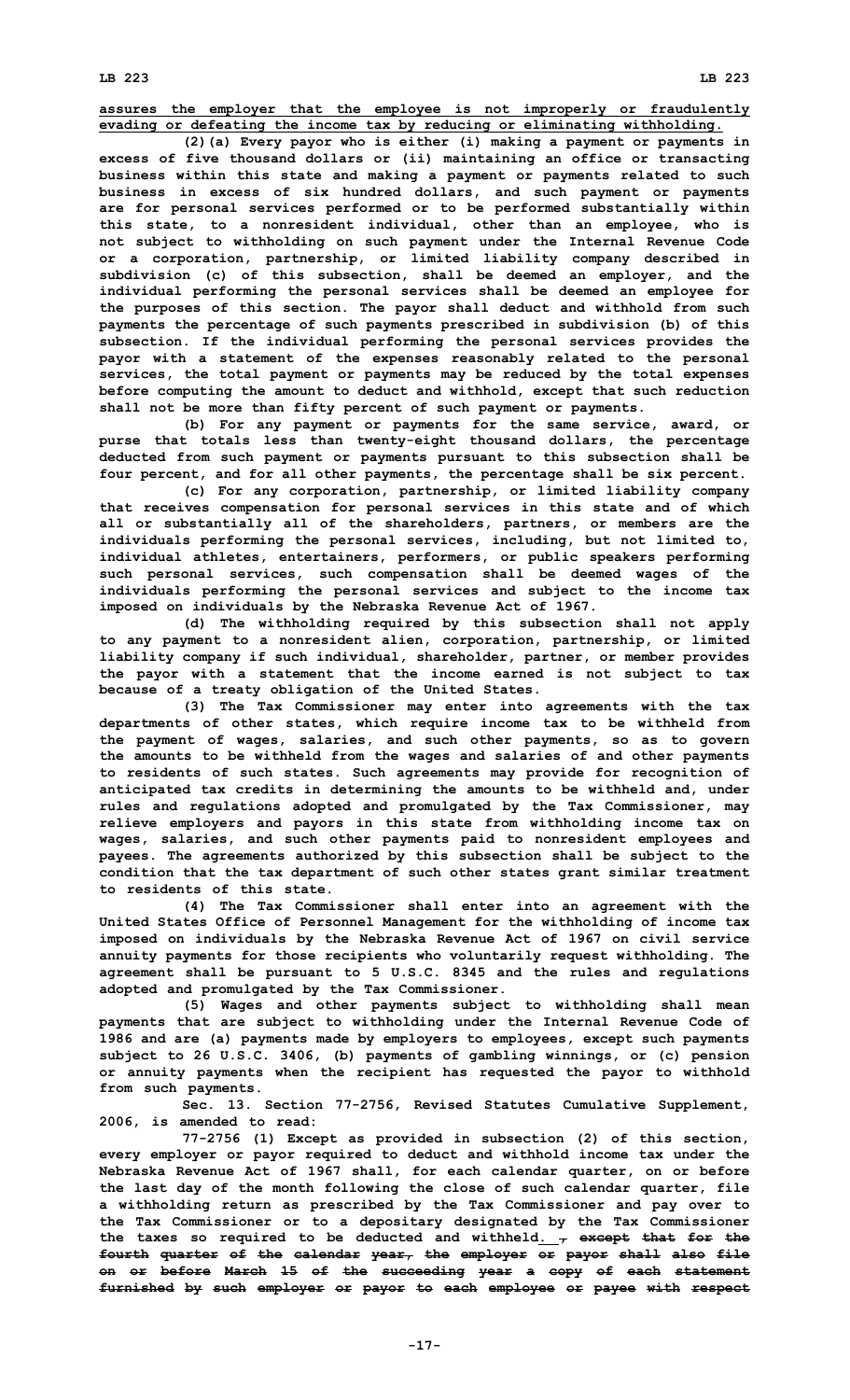assures the employer that the employee is not improperly or fraudulently evading or defeating the income tax by reducing or eliminating withholding.

(2)(a) Every payor who is either (i) making a payment or payments in excess of five thousand dollars or (ii) maintaining an office or transacting business within this state and making a payment or payments related to such business in excess of six hundred dollars, and such payment or payments are for personal services performed or to be performed substantially within this state, to a nonresident individual, other than an employee, who is not subject to withholding on such payment under the Internal Revenue Code or a corporation, partnership, or limited liability company described in subdivision (c) of this subsection, shall be deemed an employer, and the individual performing the personal services shall be deemed an employee for the purposes of this section. The payor shall deduct and withhold from such payments the percentage of such payments prescribed in subdivision (b) of this subsection. If the individual performing the personal services provides the payor with a statement of the expenses reasonably related to the personal services, the total payment or payments may be reduced by the total expenses before computing the amount to deduct and withhold, except that such reduction shall not be more than fifty percent of such payment or payments.

(b) For any payment or payments for the same service, award, or purse that totals less than twenty-eight thousand dollars, the percentage deducted from such payment or payments pursuant to this subsection shall be four percent, and for all other payments, the percentage shall be six percent.

(c) For any corporation, partnership, or limited liability company that receives compensation for personal services in this state and of which all or substantially all of the shareholders, partners, or members are the individuals performing the personal services, including, but not limited to, individual athletes, entertainers, performers, or public speakers performing such personal services, such compensation shall be deemed wages of the individuals performing the personal services and subject to the income tax imposed on individuals by the Nebraska Revenue Act of 1967.

(d) The withholding required by this subsection shall not apply to any payment to a nonresident alien, corporation, partnership, or limited liability company if such individual, shareholder, partner, or member provides the payor with a statement that the income earned is not subject to tax because of a treaty obligation of the United States.

(3) The Tax Commissioner may enter into agreements with the tax departments of other states, which require income tax to be withheld from the payment of wages, salaries, and such other payments, so as to govern the amounts to be withheld from the wages and salaries of and other payments to residents of such states. Such agreements may provide for recognition of anticipated tax credits in determining the amounts to be withheld and, under rules and regulations adopted and promulgated by the Tax Commissioner, may relieve employers and payors in this state from withholding income tax on wages, salaries, and such other payments paid to nonresident employees and payees. The agreements authorized by this subsection shall be subject to the condition that the tax department of such other states grant similar treatment to residents of this state.

(4) The Tax Commissioner shall enter into an agreement with the United States Office of Personnel Management for the withholding of income tax imposed on individuals by the Nebraska Revenue Act of 1967 on civil service annuity payments for those recipients who voluntarily request withholding. The agreement shall be pursuant to 5 U.S.C. 8345 and the rules and regulations adopted and promulgated by the Tax Commissioner.

(5) Wages and other payments subject to withholding shall mean payments that are subject to withholding under the Internal Revenue Code of 1986 and are (a) payments made by employers to employees, except such payments subject to 26 U.S.C. 3406, (b) payments of gambling winnings, or (c) pension or annuity payments when the recipient has requested the payor to withhold from such payments.

Sec. 13. Section 77-2756, Revised Statutes Cumulative Supplement, 2006, is amended to read:

77-2756 (1) Except as provided in subsection (2) of this section, every employer or payor required to deduct and withhold income tax under the Nebraska Revenue Act of 1967 shall, for each calendar quarter, on or before the last day of the month following the close of such calendar quarter, file a withholding return as prescribed by the Tax Commissioner and pay over to the Tax Commissioner or to a depositary designated by the Tax Commissioner the taxes so required to be deducted and withheld. ~~, except that for the fourth quarter of the calendar year, the employer or payor shall also file on or before March 15 of the succeeding year a copy of each statement furnished by such employer or payor to each employee or payee with respect~~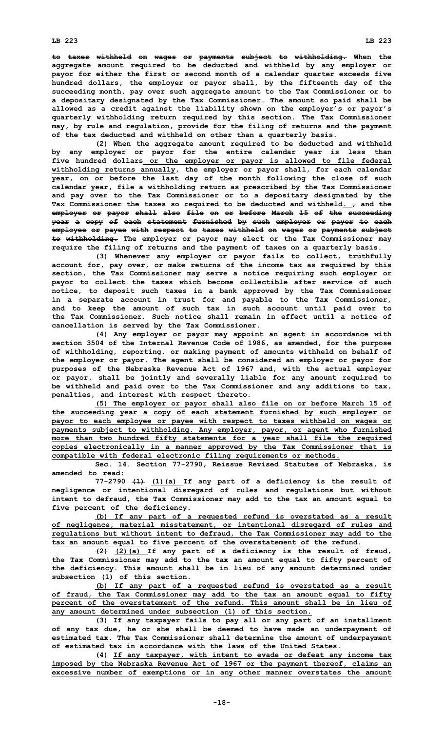~~to taxes withheld on wages or payments subject to withholding.~~ When the aggregate amount required to be deducted and withheld by any employer or payor for either the first or second month of a calendar quarter exceeds five hundred dollars, the employer or payor shall, by the fifteenth day of the succeeding month, pay over such aggregate amount to the Tax Commissioner or to a depositary designated by the Tax Commissioner. The amount so paid shall be allowed as a credit against the liability shown on the employer's or payor's quarterly withholding return required by this section. The Tax Commissioner may, by rule and regulation, provide for the filing of returns and the payment of the tax deducted and withheld on other than a quarterly basis.

(2) When the aggregate amount required to be deducted and withheld by any employer or payor for the entire calendar year is less than five hundred dollars or the employer or payor is allowed to file federal withholding returns annually, the employer or payor shall, for each calendar year, on or before the last day of the month following the close of such calendar year, file a withholding return as prescribed by the Tax Commissioner and pay over to the Tax Commissioner or to a depositary designated by the Tax Commissioner the taxes so required to be deducted and withheld. ~~, and the employer or payor shall also file on or before March 15 of the succeeding year a copy of each statement furnished by such employer or payor to each employee or payee with respect to taxes withheld on wages or payments subject to withholding.~~ The employer or payor may elect or the Tax Commissioner may require the filing of returns and the payment of taxes on a quarterly basis.

(3) Whenever any employer or payor fails to collect, truthfully account for, pay over, or make returns of the income tax as required by this section, the Tax Commissioner may serve a notice requiring such employer or payor to collect the taxes which become collectible after service of such notice, to deposit such taxes in a bank approved by the Tax Commissioner in a separate account in trust for and payable to the Tax Commissioner, and to keep the amount of such tax in such account until paid over to the Tax Commissioner. Such notice shall remain in effect until a notice of cancellation is served by the Tax Commissioner.

(4) Any employer or payor may appoint an agent in accordance with section 3504 of the Internal Revenue Code of 1986, as amended, for the purpose of withholding, reporting, or making payment of amounts withheld on behalf of the employer or payor. The agent shall be considered an employer or payor for purposes of the Nebraska Revenue Act of 1967 and, with the actual employer or payor, shall be jointly and severally liable for any amount required to be withheld and paid over to the Tax Commissioner and any additions to tax, penalties, and interest with respect thereto.

(5) The employer or payor shall also file on or before March 15 of the succeeding year a copy of each statement furnished by such employer or payor to each employee or payee with respect to taxes withheld on wages or payments subject to withholding. Any employer, payor, or agent who furnished more than two hundred fifty statements for a year shall file the required copies electronically in a manner approved by the Tax Commissioner that is compatible with federal electronic filing requirements or methods.

Sec. 14. Section 77-2790, Reissue Revised Statutes of Nebraska, is amended to read:

77-2790 ~~(1)~~ (1)(a) If any part of a deficiency is the result of negligence or intentional disregard of rules and regulations but without intent to defraud, the Tax Commissioner may add to the tax an amount equal to five percent of the deficiency.

(b) If any part of a requested refund is overstated as a result of negligence, material misstatement, or intentional disregard of rules and regulations but without intent to defraud, the Tax Commissioner may add to the tax an amount equal to five percent of the overstatement of the refund.

~~(2)~~ (2)(a) If any part of a deficiency is the result of fraud, the Tax Commissioner may add to the tax an amount equal to fifty percent of the deficiency. This amount shall be in lieu of any amount determined under subsection (1) of this section.

(b) If any part of a requested refund is overstated as a result of fraud, the Tax Commissioner may add to the tax an amount equal to fifty percent of the overstatement of the refund. This amount shall be in lieu of any amount determined under subsection (1) of this section.

(3) If any taxpayer fails to pay all or any part of an installment of any tax due, he or she shall be deemed to have made an underpayment of estimated tax. The Tax Commissioner shall determine the amount of underpayment of estimated tax in accordance with the laws of the United States.

(4) If any taxpayer, with intent to evade or defeat any income tax imposed by the Nebraska Revenue Act of 1967 or the payment thereof, claims an excessive number of exemptions or in any other manner overstates the amount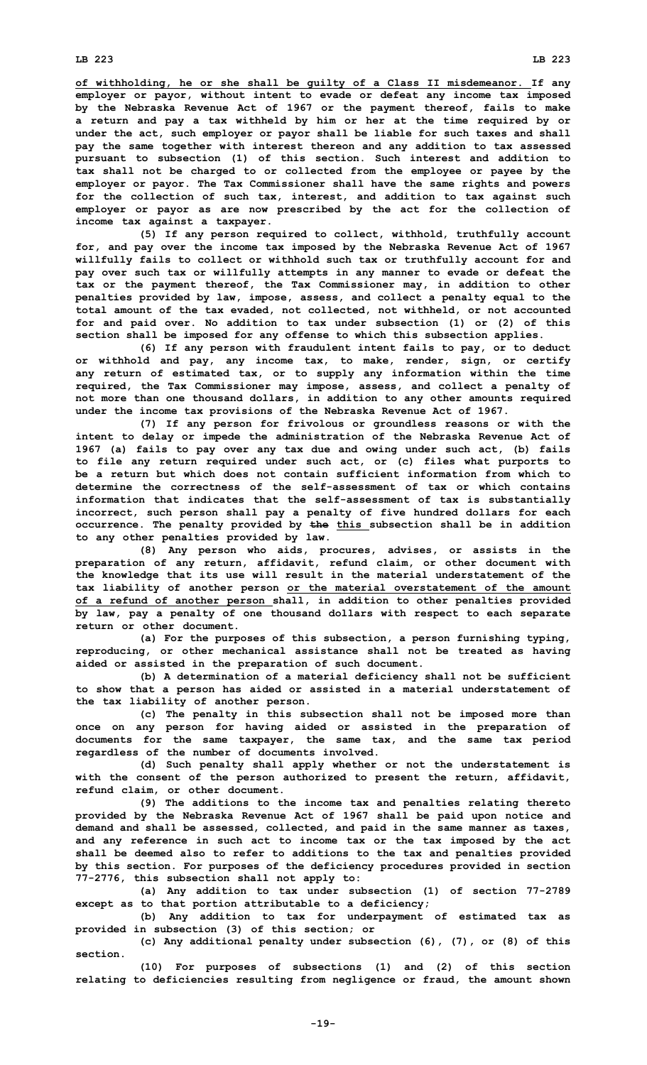<u>of withholding, he or she shall be guilty of a Class II misdemeanor.</u> If any employer or payor, without intent to evade or defeat any income tax imposed by the Nebraska Revenue Act of 1967 or the payment thereof, fails to make a return and pay a tax withheld by him or her at the time required by or under the act, such employer or payor shall be liable for such taxes and shall pay the same together with interest thereon and any addition to tax assessed pursuant to subsection (1) of this section. Such interest and addition to tax shall not be charged to or collected from the employee or payee by the employer or payor. The Tax Commissioner shall have the same rights and powers for the collection of such tax, interest, and addition to tax against such employer or payor as are now prescribed by the act for the collection of income tax against a taxpayer.

(5) If any person required to collect, withhold, truthfully account for, and pay over the income tax imposed by the Nebraska Revenue Act of 1967 willfully fails to collect or withhold such tax or truthfully account for and pay over such tax or willfully attempts in any manner to evade or defeat the tax or the payment thereof, the Tax Commissioner may, in addition to other penalties provided by law, impose, assess, and collect a penalty equal to the total amount of the tax evaded, not collected, not withheld, or not accounted for and paid over. No addition to tax under subsection (1) or (2) of this section shall be imposed for any offense to which this subsection applies.

(6) If any person with fraudulent intent fails to pay, or to deduct or withhold and pay, any income tax, to make, render, sign, or certify any return of estimated tax, or to supply any information within the time required, the Tax Commissioner may impose, assess, and collect a penalty of not more than one thousand dollars, in addition to any other amounts required under the income tax provisions of the Nebraska Revenue Act of 1967.

(7) If any person for frivolous or groundless reasons or with the intent to delay or impede the administration of the Nebraska Revenue Act of 1967 (a) fails to pay over any tax due and owing under such act, (b) fails to file any return required under such act, or (c) files what purports to be a return but which does not contain sufficient information from which to determine the correctness of the self-assessment of tax or which contains information that indicates that the self-assessment of tax is substantially incorrect, such person shall pay a penalty of five hundred dollars for each occurrence. The penalty provided by ~~the~~ <u>this</u> subsection shall be in addition to any other penalties provided by law.

(8) Any person who aids, procures, advises, or assists in the preparation of any return, affidavit, refund claim, or other document with the knowledge that its use will result in the material understatement of the tax liability of another person <u>or the material overstatement of the amount of a refund of another person</u> shall, in addition to other penalties provided by law, pay a penalty of one thousand dollars with respect to each separate return or other document.

(a) For the purposes of this subsection, a person furnishing typing, reproducing, or other mechanical assistance shall not be treated as having aided or assisted in the preparation of such document.

(b) A determination of a material deficiency shall not be sufficient to show that a person has aided or assisted in a material understatement of the tax liability of another person.

(c) The penalty in this subsection shall not be imposed more than once on any person for having aided or assisted in the preparation of documents for the same taxpayer, the same tax, and the same tax period regardless of the number of documents involved.

(d) Such penalty shall apply whether or not the understatement is with the consent of the person authorized to present the return, affidavit, refund claim, or other document.

(9) The additions to the income tax and penalties relating thereto provided by the Nebraska Revenue Act of 1967 shall be paid upon notice and demand and shall be assessed, collected, and paid in the same manner as taxes, and any reference in such act to income tax or the tax imposed by the act shall be deemed also to refer to additions to the tax and penalties provided by this section. For purposes of the deficiency procedures provided in section 77-2776, this subsection shall not apply to:

(a) Any addition to tax under subsection (1) of section 77-2789 except as to that portion attributable to a deficiency;

(b) Any addition to tax for underpayment of estimated tax as provided in subsection (3) of this section; or

(c) Any additional penalty under subsection (6), (7), or (8) of this section.

(10) For purposes of subsections (1) and (2) of this section relating to deficiencies resulting from negligence or fraud, the amount shown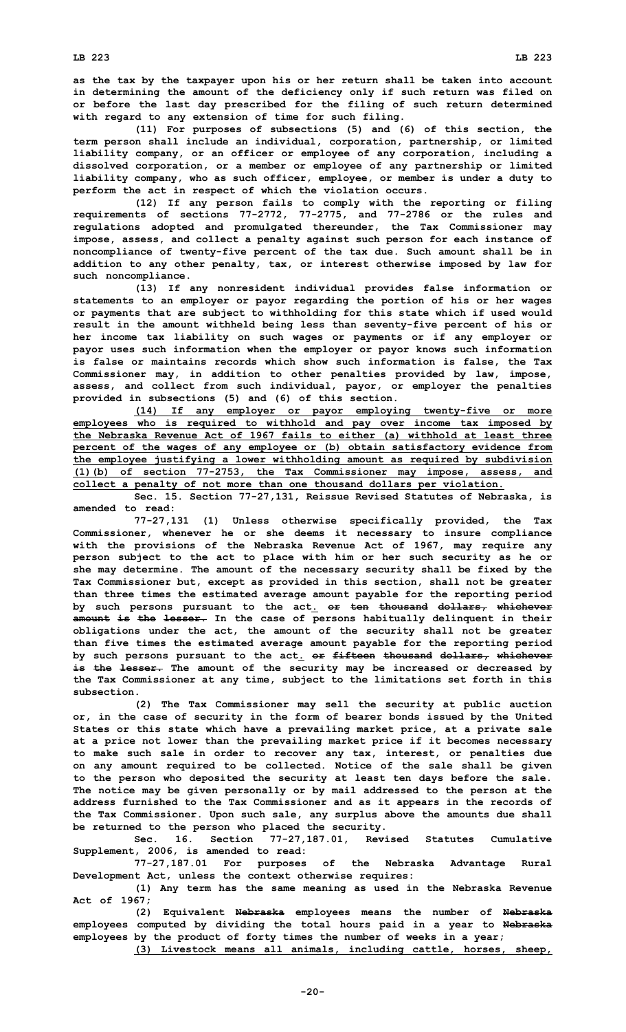as the tax by the taxpayer upon his or her return shall be taken into account in determining the amount of the deficiency only if such return was filed on or before the last day prescribed for the filing of such return determined with regard to any extension of time for such filing.

(11) For purposes of subsections (5) and (6) of this section, the term person shall include an individual, corporation, partnership, or limited liability company, or an officer or employee of any corporation, including a dissolved corporation, or a member or employee of any partnership or limited liability company, who as such officer, employee, or member is under a duty to perform the act in respect of which the violation occurs.

(12) If any person fails to comply with the reporting or filing requirements of sections 77-2772, 77-2775, and 77-2786 or the rules and regulations adopted and promulgated thereunder, the Tax Commissioner may impose, assess, and collect a penalty against such person for each instance of noncompliance of twenty-five percent of the tax due. Such amount shall be in addition to any other penalty, tax, or interest otherwise imposed by law for such noncompliance.

(13) If any nonresident individual provides false information or statements to an employer or payor regarding the portion of his or her wages or payments that are subject to withholding for this state which if used would result in the amount withheld being less than seventy-five percent of his or her income tax liability on such wages or payments or if any employer or payor uses such information when the employer or payor knows such information is false or maintains records which show such information is false, the Tax Commissioner may, in addition to other penalties provided by law, impose, assess, and collect from such individual, payor, or employer the penalties provided in subsections (5) and (6) of this section.

(14) If any employer or payor employing twenty-five or more employees who is required to withhold and pay over income tax imposed by the Nebraska Revenue Act of 1967 fails to either (a) withhold at least three percent of the wages of any employee or (b) obtain satisfactory evidence from the employee justifying a lower withholding amount as required by subdivision (1)(b) of section 77-2753, the Tax Commissioner may impose, assess, and collect a penalty of not more than one thousand dollars per violation.

Sec. 15. Section 77-27,131, Reissue Revised Statutes of Nebraska, is amended to read:

77-27,131 (1) Unless otherwise specifically provided, the Tax Commissioner, whenever he or she deems it necessary to insure compliance with the provisions of the Nebraska Revenue Act of 1967, may require any person subject to the act to place with him or her such security as he or she may determine. The amount of the necessary security shall be fixed by the Tax Commissioner but, except as provided in this section, shall not be greater than three times the estimated average amount payable for the reporting period by such persons pursuant to the act. ~~or ten thousand dollars, whichever amount is the lesser.~~ In the case of persons habitually delinquent in their obligations under the act, the amount of the security shall not be greater than five times the estimated average amount payable for the reporting period by such persons pursuant to the act. ~~or fifteen thousand dollars, whichever is the lesser.~~ The amount of the security may be increased or decreased by the Tax Commissioner at any time, subject to the limitations set forth in this subsection.

(2) The Tax Commissioner may sell the security at public auction or, in the case of security in the form of bearer bonds issued by the United States or this state which have a prevailing market price, at a private sale at a price not lower than the prevailing market price if it becomes necessary to make such sale in order to recover any tax, interest, or penalties due on any amount required to be collected. Notice of the sale shall be given to the person who deposited the security at least ten days before the sale. The notice may be given personally or by mail addressed to the person at the address furnished to the Tax Commissioner and as it appears in the records of the Tax Commissioner. Upon such sale, any surplus above the amounts due shall be returned to the person who placed the security.

Sec. 16. Section 77-27,187.01, Revised Statutes Cumulative Supplement, 2006, is amended to read:

77-27,187.01 For purposes of the Nebraska Advantage Rural Development Act, unless the context otherwise requires:

(1) Any term has the same meaning as used in the Nebraska Revenue Act of 1967;

(2) Equivalent ~~Nebraska~~ employees means the number of ~~Nebraska~~ employees computed by dividing the total hours paid in a year to ~~Nebraska~~ employees by the product of forty times the number of weeks in a year;

(3) Livestock means all animals, including cattle, horses, sheep,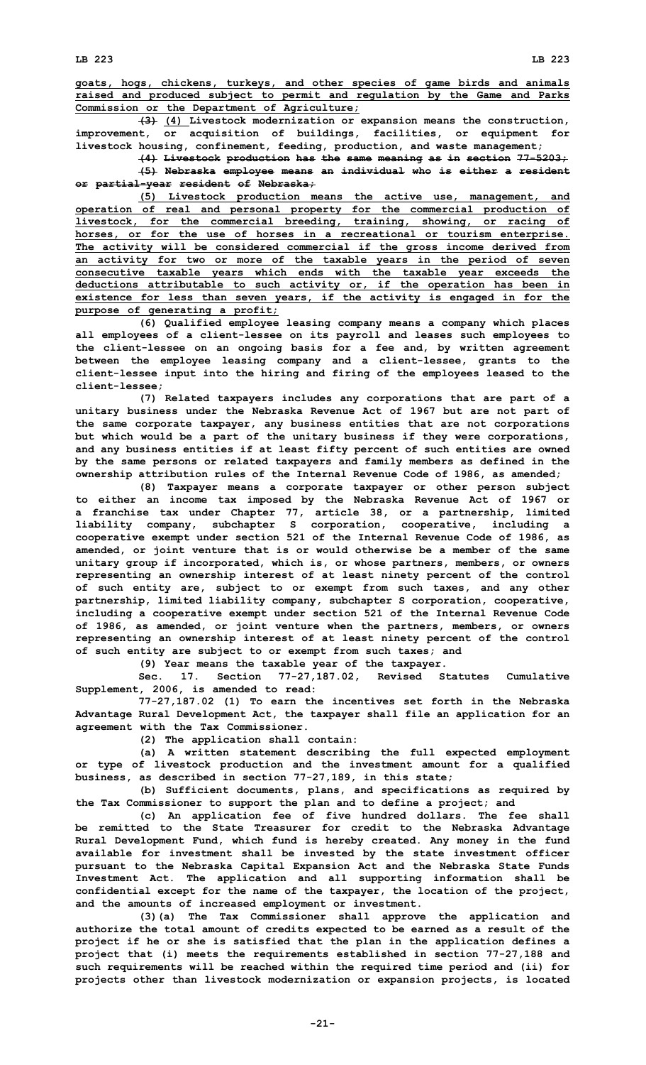goats, hogs, chickens, turkeys, and other species of game birds and animals raised and produced subject to permit and regulation by the Game and Parks Commission or the Department of Agriculture;

~~(3)~~ (4) Livestock modernization or expansion means the construction, improvement, or acquisition of buildings, facilities, or equipment for livestock housing, confinement, feeding, production, and waste management;

~~(4) Livestock production has the same meaning as in section 77-5203;~~

~~(5) Nebraska employee means an individual who is either a resident or partial-year resident of Nebraska;~~

(5) Livestock production means the active use, management, and operation of real and personal property for the commercial production of livestock, for the commercial breeding, training, showing, or racing of horses, or for the use of horses in a recreational or tourism enterprise. The activity will be considered commercial if the gross income derived from an activity for two or more of the taxable years in the period of seven consecutive taxable years which ends with the taxable year exceeds the deductions attributable to such activity or, if the operation has been in existence for less than seven years, if the activity is engaged in for the purpose of generating a profit;

(6) Qualified employee leasing company means a company which places all employees of a client-lessee on its payroll and leases such employees to the client-lessee on an ongoing basis for a fee and, by written agreement between the employee leasing company and a client-lessee, grants to the client-lessee input into the hiring and firing of the employees leased to the client-lessee;

(7) Related taxpayers includes any corporations that are part of a unitary business under the Nebraska Revenue Act of 1967 but are not part of the same corporate taxpayer, any business entities that are not corporations but which would be a part of the unitary business if they were corporations, and any business entities if at least fifty percent of such entities are owned by the same persons or related taxpayers and family members as defined in the ownership attribution rules of the Internal Revenue Code of 1986, as amended;

(8) Taxpayer means a corporate taxpayer or other person subject to either an income tax imposed by the Nebraska Revenue Act of 1967 or a franchise tax under Chapter 77, article 38, or a partnership, limited liability company, subchapter S corporation, cooperative, including a cooperative exempt under section 521 of the Internal Revenue Code of 1986, as amended, or joint venture that is or would otherwise be a member of the same unitary group if incorporated, which is, or whose partners, members, or owners representing an ownership interest of at least ninety percent of the control of such entity are, subject to or exempt from such taxes, and any other partnership, limited liability company, subchapter S corporation, cooperative, including a cooperative exempt under section 521 of the Internal Revenue Code of 1986, as amended, or joint venture when the partners, members, or owners representing an ownership interest of at least ninety percent of the control of such entity are subject to or exempt from such taxes; and

(9) Year means the taxable year of the taxpayer.

Sec. 17. Section 77-27,187.02, Revised Statutes Cumulative Supplement, 2006, is amended to read:

77-27,187.02 (1) To earn the incentives set forth in the Nebraska Advantage Rural Development Act, the taxpayer shall file an application for an agreement with the Tax Commissioner.

(2) The application shall contain:

(a) A written statement describing the full expected employment or type of livestock production and the investment amount for a qualified business, as described in section 77-27,189, in this state;

(b) Sufficient documents, plans, and specifications as required by the Tax Commissioner to support the plan and to define a project; and

(c) An application fee of five hundred dollars. The fee shall be remitted to the State Treasurer for credit to the Nebraska Advantage Rural Development Fund, which fund is hereby created. Any money in the fund available for investment shall be invested by the state investment officer pursuant to the Nebraska Capital Expansion Act and the Nebraska State Funds Investment Act. The application and all supporting information shall be confidential except for the name of the taxpayer, the location of the project, and the amounts of increased employment or investment.

(3)(a) The Tax Commissioner shall approve the application and authorize the total amount of credits expected to be earned as a result of the project if he or she is satisfied that the plan in the application defines a project that (i) meets the requirements established in section 77-27,188 and such requirements will be reached within the required time period and (ii) for projects other than livestock modernization or expansion projects, is located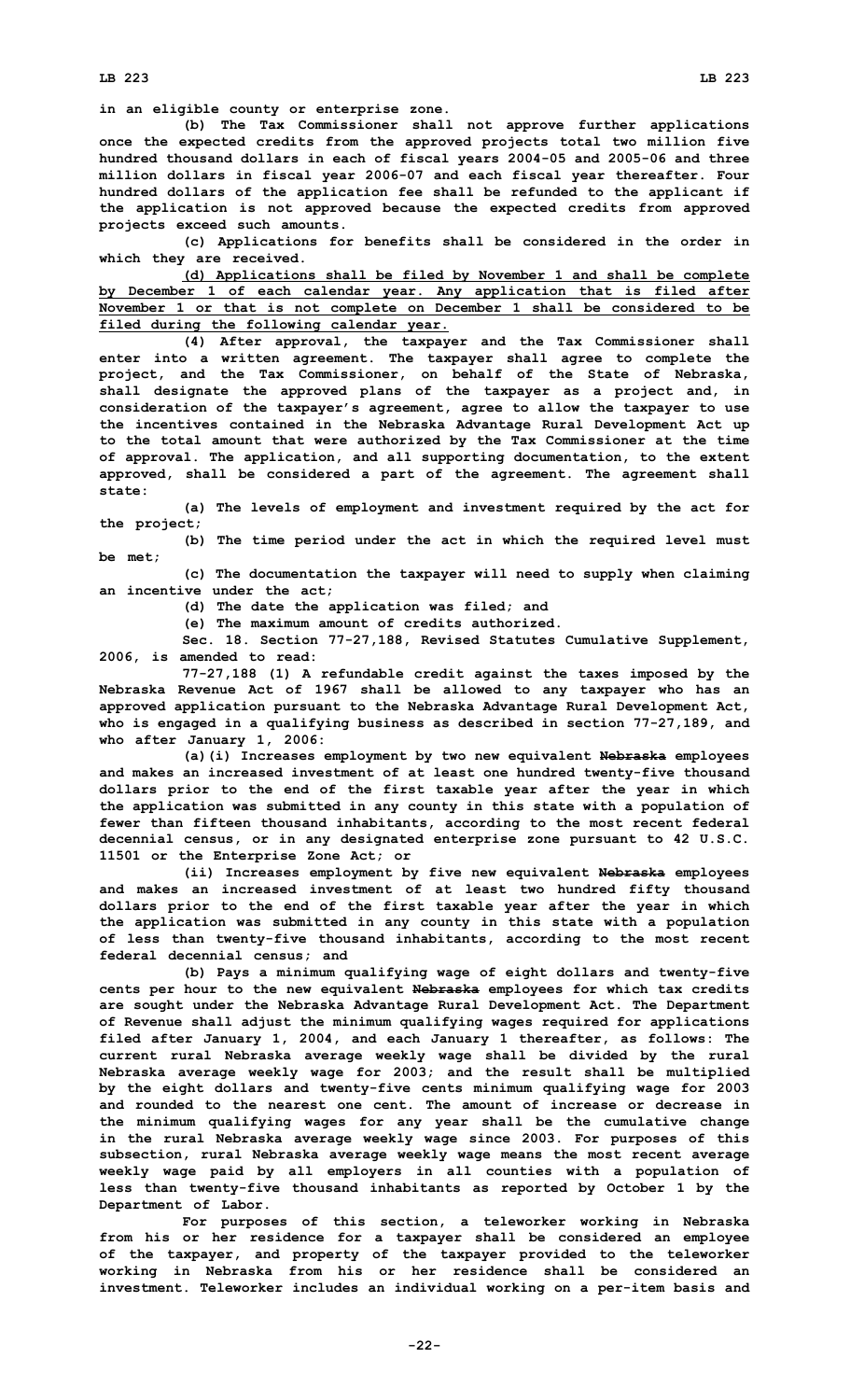in an eligible county or enterprise zone.

(b) The Tax Commissioner shall not approve further applications once the expected credits from the approved projects total two million five hundred thousand dollars in each of fiscal years 2004-05 and 2005-06 and three million dollars in fiscal year 2006-07 and each fiscal year thereafter. Four hundred dollars of the application fee shall be refunded to the applicant if the application is not approved because the expected credits from approved projects exceed such amounts.

(c) Applications for benefits shall be considered in the order in which they are received.

(d) Applications shall be filed by November 1 and shall be complete by December 1 of each calendar year. Any application that is filed after November 1 or that is not complete on December 1 shall be considered to be filed during the following calendar year.

(4) After approval, the taxpayer and the Tax Commissioner shall enter into a written agreement. The taxpayer shall agree to complete the project, and the Tax Commissioner, on behalf of the State of Nebraska, shall designate the approved plans of the taxpayer as a project and, in consideration of the taxpayer's agreement, agree to allow the taxpayer to use the incentives contained in the Nebraska Advantage Rural Development Act up to the total amount that were authorized by the Tax Commissioner at the time of approval. The application, and all supporting documentation, to the extent approved, shall be considered a part of the agreement. The agreement shall state:

(a) The levels of employment and investment required by the act for the project;

(b) The time period under the act in which the required level must be met;

(c) The documentation the taxpayer will need to supply when claiming an incentive under the act;

(d) The date the application was filed; and

(e) The maximum amount of credits authorized.

Sec. 18. Section 77-27,188, Revised Statutes Cumulative Supplement, 2006, is amended to read:

77-27,188 (1) A refundable credit against the taxes imposed by the Nebraska Revenue Act of 1967 shall be allowed to any taxpayer who has an approved application pursuant to the Nebraska Advantage Rural Development Act, who is engaged in a qualifying business as described in section 77-27,189, and who after January 1, 2006:

(a)(i) Increases employment by two new equivalent ~~Nebraska~~ employees and makes an increased investment of at least one hundred twenty-five thousand dollars prior to the end of the first taxable year after the year in which the application was submitted in any county in this state with a population of fewer than fifteen thousand inhabitants, according to the most recent federal decennial census, or in any designated enterprise zone pursuant to 42 U.S.C. 11501 or the Enterprise Zone Act; or

(ii) Increases employment by five new equivalent ~~Nebraska~~ employees and makes an increased investment of at least two hundred fifty thousand dollars prior to the end of the first taxable year after the year in which the application was submitted in any county in this state with a population of less than twenty-five thousand inhabitants, according to the most recent federal decennial census; and

(b) Pays a minimum qualifying wage of eight dollars and twenty-five cents per hour to the new equivalent ~~Nebraska~~ employees for which tax credits are sought under the Nebraska Advantage Rural Development Act. The Department of Revenue shall adjust the minimum qualifying wages required for applications filed after January 1, 2004, and each January 1 thereafter, as follows: The current rural Nebraska average weekly wage shall be divided by the rural Nebraska average weekly wage for 2003; and the result shall be multiplied by the eight dollars and twenty-five cents minimum qualifying wage for 2003 and rounded to the nearest one cent. The amount of increase or decrease in the minimum qualifying wages for any year shall be the cumulative change in the rural Nebraska average weekly wage since 2003. For purposes of this subsection, rural Nebraska average weekly wage means the most recent average weekly wage paid by all employers in all counties with a population of less than twenty-five thousand inhabitants as reported by October 1 by the Department of Labor.

For purposes of this section, a teleworker working in Nebraska from his or her residence for a taxpayer shall be considered an employee of the taxpayer, and property of the taxpayer provided to the teleworker working in Nebraska from his or her residence shall be considered an investment. Teleworker includes an individual working on a per-item basis and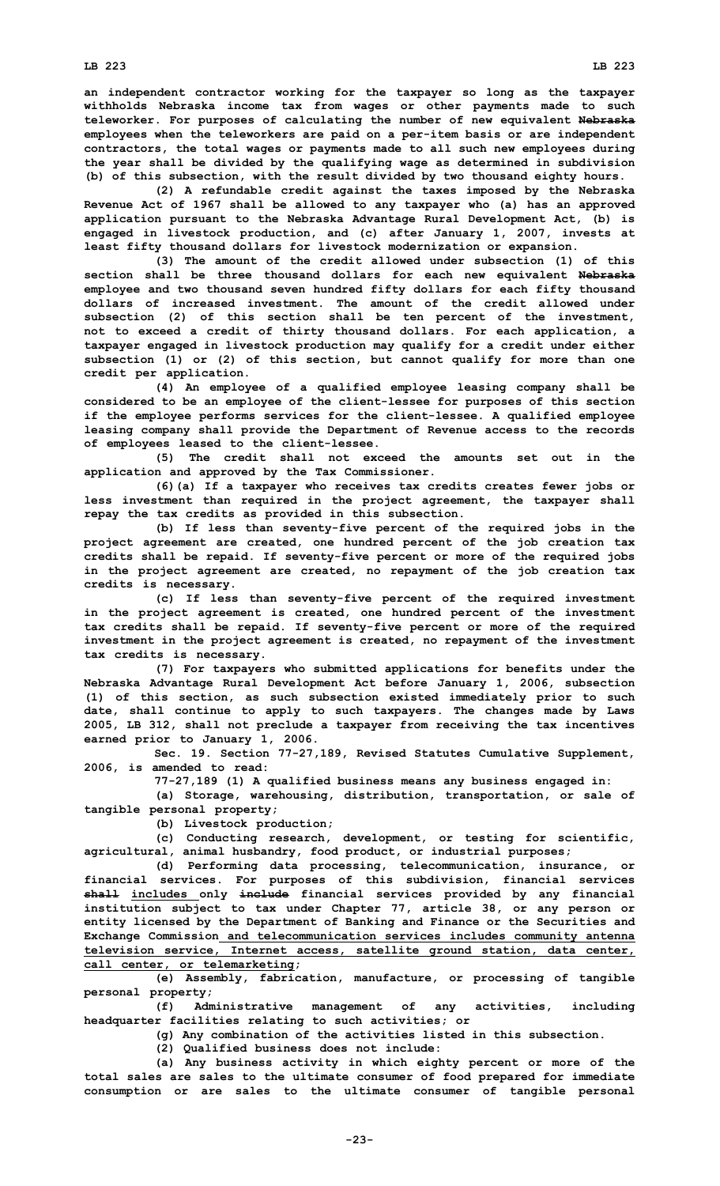an independent contractor working for the taxpayer so long as the taxpayer withholds Nebraska income tax from wages or other payments made to such teleworker. For purposes of calculating the number of new equivalent ~~Nebraska~~ employees when the teleworkers are paid on a per-item basis or are independent contractors, the total wages or payments made to all such new employees during the year shall be divided by the qualifying wage as determined in subdivision (b) of this subsection, with the result divided by two thousand eighty hours.

(2) A refundable credit against the taxes imposed by the Nebraska Revenue Act of 1967 shall be allowed to any taxpayer who (a) has an approved application pursuant to the Nebraska Advantage Rural Development Act, (b) is engaged in livestock production, and (c) after January 1, 2007, invests at least fifty thousand dollars for livestock modernization or expansion.

(3) The amount of the credit allowed under subsection (1) of this section shall be three thousand dollars for each new equivalent ~~Nebraska~~ employee and two thousand seven hundred fifty dollars for each fifty thousand dollars of increased investment. The amount of the credit allowed under subsection (2) of this section shall be ten percent of the investment, not to exceed a credit of thirty thousand dollars. For each application, a taxpayer engaged in livestock production may qualify for a credit under either subsection (1) or (2) of this section, but cannot qualify for more than one credit per application.

(4) An employee of a qualified employee leasing company shall be considered to be an employee of the client-lessee for purposes of this section if the employee performs services for the client-lessee. A qualified employee leasing company shall provide the Department of Revenue access to the records of employees leased to the client-lessee.

(5) The credit shall not exceed the amounts set out in the application and approved by the Tax Commissioner.

(6)(a) If a taxpayer who receives tax credits creates fewer jobs or less investment than required in the project agreement, the taxpayer shall repay the tax credits as provided in this subsection.

(b) If less than seventy-five percent of the required jobs in the project agreement are created, one hundred percent of the job creation tax credits shall be repaid. If seventy-five percent or more of the required jobs in the project agreement are created, no repayment of the job creation tax credits is necessary.

(c) If less than seventy-five percent of the required investment in the project agreement is created, one hundred percent of the investment tax credits shall be repaid. If seventy-five percent or more of the required investment in the project agreement is created, no repayment of the investment tax credits is necessary.

(7) For taxpayers who submitted applications for benefits under the Nebraska Advantage Rural Development Act before January 1, 2006, subsection (1) of this section, as such subsection existed immediately prior to such date, shall continue to apply to such taxpayers. The changes made by Laws 2005, LB 312, shall not preclude a taxpayer from receiving the tax incentives earned prior to January 1, 2006.

Sec. 19. Section 77-27,189, Revised Statutes Cumulative Supplement, 2006, is amended to read:

77-27,189 (1) A qualified business means any business engaged in:

(a) Storage, warehousing, distribution, transportation, or sale of tangible personal property;

(b) Livestock production;

(c) Conducting research, development, or testing for scientific, agricultural, animal husbandry, food product, or industrial purposes;

(d) Performing data processing, telecommunication, insurance, or financial services. For purposes of this subdivision, financial services ~~shall~~ includes only ~~include~~ financial services provided by any financial institution subject to tax under Chapter 77, article 38, or any person or entity licensed by the Department of Banking and Finance or the Securities and Exchange Commission and telecommunication services includes community antenna television service, Internet access, satellite ground station, data center, call center, or telemarketing;

(e) Assembly, fabrication, manufacture, or processing of tangible personal property;

(f) Administrative management of any activities, including headquarter facilities relating to such activities; or

(g) Any combination of the activities listed in this subsection.

(2) Qualified business does not include:

(a) Any business activity in which eighty percent or more of the total sales are sales to the ultimate consumer of food prepared for immediate consumption or are sales to the ultimate consumer of tangible personal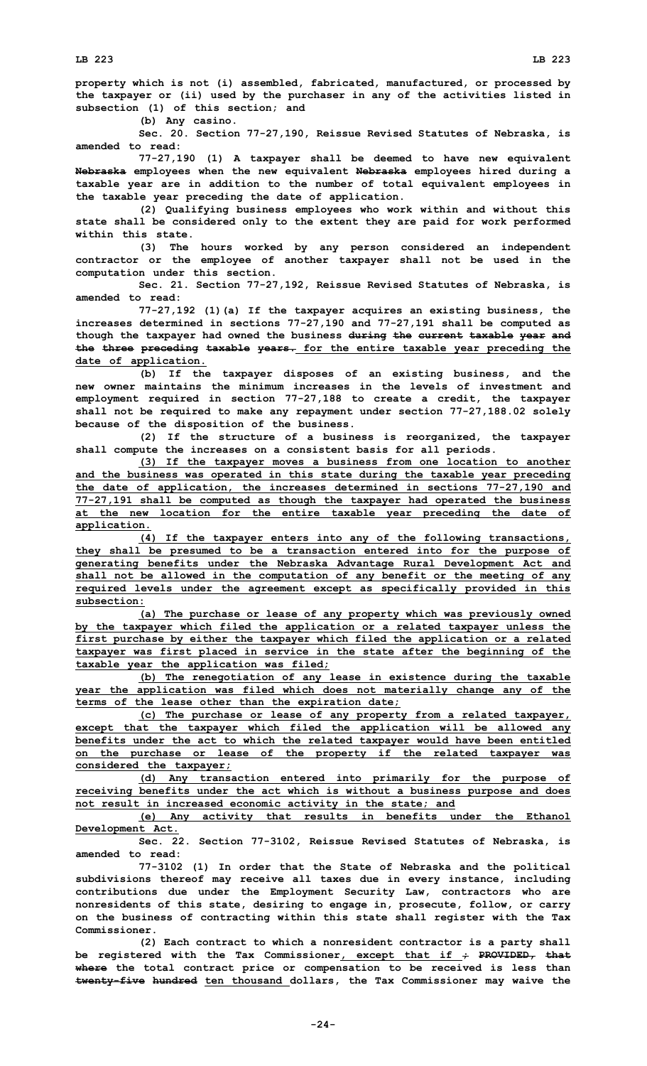property which is not (i) assembled, fabricated, manufactured, or processed by the taxpayer or (ii) used by the purchaser in any of the activities listed in subsection (1) of this section; and

(b) Any casino.

Sec. 20. Section 77-27,190, Reissue Revised Statutes of Nebraska, is amended to read:

77-27,190 (1) A taxpayer shall be deemed to have new equivalent ~~Nebraska~~ employees when the new equivalent ~~Nebraska~~ employees hired during a taxable year are in addition to the number of total equivalent employees in the taxable year preceding the date of application.

(2) Qualifying business employees who work within and without this state shall be considered only to the extent they are paid for work performed within this state.

(3) The hours worked by any person considered an independent contractor or the employee of another taxpayer shall not be used in the computation under this section.

Sec. 21. Section 77-27,192, Reissue Revised Statutes of Nebraska, is amended to read:

77-27,192 (1)(a) If the taxpayer acquires an existing business, the increases determined in sections 77-27,190 and 77-27,191 shall be computed as though the taxpayer had owned the business ~~during the current taxable year and the three preceding taxable years.~~ for the entire taxable year preceding the date of application.

(b) If the taxpayer disposes of an existing business, and the new owner maintains the minimum increases in the levels of investment and employment required in section 77-27,188 to create a credit, the taxpayer shall not be required to make any repayment under section 77-27,188.02 solely because of the disposition of the business.

(2) If the structure of a business is reorganized, the taxpayer shall compute the increases on a consistent basis for all periods.

(3) If the taxpayer moves a business from one location to another and the business was operated in this state during the taxable year preceding the date of application, the increases determined in sections 77-27,190 and 77-27,191 shall be computed as though the taxpayer had operated the business at the new location for the entire taxable year preceding the date of application.

(4) If the taxpayer enters into any of the following transactions, they shall be presumed to be a transaction entered into for the purpose of generating benefits under the Nebraska Advantage Rural Development Act and shall not be allowed in the computation of any benefit or the meeting of any required levels under the agreement except as specifically provided in this subsection:

(a) The purchase or lease of any property which was previously owned by the taxpayer which filed the application or a related taxpayer unless the first purchase by either the taxpayer which filed the application or a related taxpayer was first placed in service in the state after the beginning of the taxable year the application was filed;

(b) The renegotiation of any lease in existence during the taxable year the application was filed which does not materially change any of the terms of the lease other than the expiration date;

(c) The purchase or lease of any property from a related taxpayer, except that the taxpayer which filed the application will be allowed any benefits under the act to which the related taxpayer would have been entitled on the purchase or lease of the property if the related taxpayer was considered the taxpayer;

(d) Any transaction entered into primarily for the purpose of receiving benefits under the act which is without a business purpose and does not result in increased economic activity in the state; and

(e) Any activity that results in benefits under the Ethanol Development Act.

Sec. 22. Section 77-3102, Reissue Revised Statutes of Nebraska, is amended to read:

77-3102 (1) In order that the State of Nebraska and the political subdivisions thereof may receive all taxes due in every instance, including contributions due under the Employment Security Law, contractors who are nonresidents of this state, desiring to engage in, prosecute, follow, or carry on the business of contracting within this state shall register with the Tax Commissioner.

(2) Each contract to which a nonresident contractor is a party shall be registered with the Tax Commissioner, except that if ~~; PROVIDED, that where~~ the total contract price or compensation to be received is less than ~~twenty-five hundred~~ ten thousand dollars, the Tax Commissioner may waive the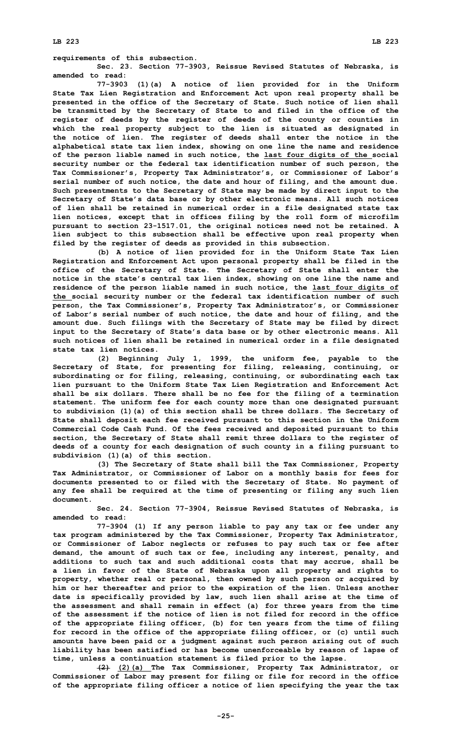requirements of this subsection.

Sec. 23. Section 77-3903, Reissue Revised Statutes of Nebraska, is amended to read:

77-3903 (1)(a) A notice of lien provided for in the Uniform State Tax Lien Registration and Enforcement Act upon real property shall be presented in the office of the Secretary of State. Such notice of lien shall be transmitted by the Secretary of State to and filed in the office of the register of deeds by the register of deeds of the county or counties in which the real property subject to the lien is situated as designated in the notice of lien. The register of deeds shall enter the notice in the alphabetical state tax lien index, showing on one line the name and residence of the person liable named in such notice, the last four digits of the social security number or the federal tax identification number of such person, the Tax Commissioner's, Property Tax Administrator's, or Commissioner of Labor's serial number of such notice, the date and hour of filing, and the amount due. Such presentments to the Secretary of State may be made by direct input to the Secretary of State's data base or by other electronic means. All such notices of lien shall be retained in numerical order in a file designated state tax lien notices, except that in offices filing by the roll form of microfilm pursuant to section 23-1517.01, the original notices need not be retained. A lien subject to this subsection shall be effective upon real property when filed by the register of deeds as provided in this subsection.

(b) A notice of lien provided for in the Uniform State Tax Lien Registration and Enforcement Act upon personal property shall be filed in the office of the Secretary of State. The Secretary of State shall enter the notice in the state's central tax lien index, showing on one line the name and residence of the person liable named in such notice, the last four digits of the social security number or the federal tax identification number of such person, the Tax Commissioner's, Property Tax Administrator's, or Commissioner of Labor's serial number of such notice, the date and hour of filing, and the amount due. Such filings with the Secretary of State may be filed by direct input to the Secretary of State's data base or by other electronic means. All such notices of lien shall be retained in numerical order in a file designated state tax lien notices.

(2) Beginning July 1, 1999, the uniform fee, payable to the Secretary of State, for presenting for filing, releasing, continuing, or subordinating or for filing, releasing, continuing, or subordinating each tax lien pursuant to the Uniform State Tax Lien Registration and Enforcement Act shall be six dollars. There shall be no fee for the filing of a termination statement. The uniform fee for each county more than one designated pursuant to subdivision (1)(a) of this section shall be three dollars. The Secretary of State shall deposit each fee received pursuant to this section in the Uniform Commercial Code Cash Fund. Of the fees received and deposited pursuant to this section, the Secretary of State shall remit three dollars to the register of deeds of a county for each designation of such county in a filing pursuant to subdivision (1)(a) of this section.

(3) The Secretary of State shall bill the Tax Commissioner, Property Tax Administrator, or Commissioner of Labor on a monthly basis for fees for documents presented to or filed with the Secretary of State. No payment of any fee shall be required at the time of presenting or filing any such lien document.

Sec. 24. Section 77-3904, Reissue Revised Statutes of Nebraska, is amended to read:

77-3904 (1) If any person liable to pay any tax or fee under any tax program administered by the Tax Commissioner, Property Tax Administrator, or Commissioner of Labor neglects or refuses to pay such tax or fee after demand, the amount of such tax or fee, including any interest, penalty, and additions to such tax and such additional costs that may accrue, shall be a lien in favor of the State of Nebraska upon all property and rights to property, whether real or personal, then owned by such person or acquired by him or her thereafter and prior to the expiration of the lien. Unless another date is specifically provided by law, such lien shall arise at the time of the assessment and shall remain in effect (a) for three years from the time of the assessment if the notice of lien is not filed for record in the office of the appropriate filing officer, (b) for ten years from the time of filing for record in the office of the appropriate filing officer, or (c) until such amounts have been paid or a judgment against such person arising out of such liability has been satisfied or has become unenforceable by reason of lapse of time, unless a continuation statement is filed prior to the lapse.

~~(2)~~ (2)(a) The Tax Commissioner, Property Tax Administrator, or Commissioner of Labor may present for filing or file for record in the office of the appropriate filing officer a notice of lien specifying the year the tax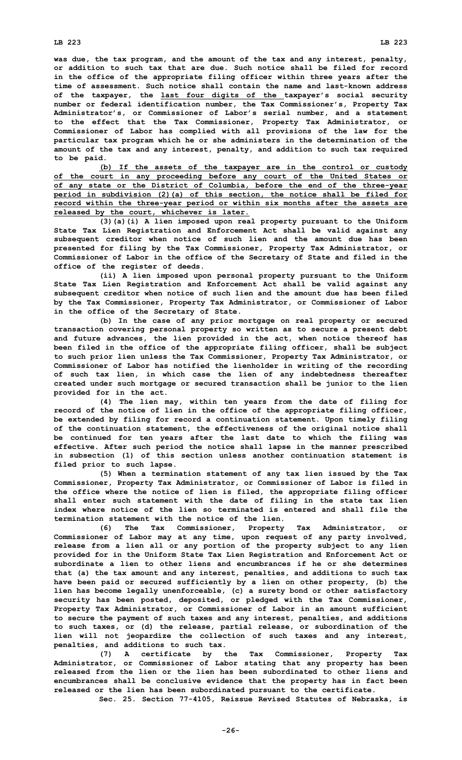was due, the tax program, and the amount of the tax and any interest, penalty, or addition to such tax that are due. Such notice shall be filed for record in the office of the appropriate filing officer within three years after the time of assessment. Such notice shall contain the name and last-known address of the taxpayer, the last four digits of the taxpayer's social security number or federal identification number, the Tax Commissioner's, Property Tax Administrator's, or Commissioner of Labor's serial number, and a statement to the effect that the Tax Commissioner, Property Tax Administrator, or Commissioner of Labor has complied with all provisions of the law for the particular tax program which he or she administers in the determination of the amount of the tax and any interest, penalty, and addition to such tax required to be paid.

(b) If the assets of the taxpayer are in the control or custody of the court in any proceeding before any court of the United States or of any state or the District of Columbia, before the end of the three-year period in subdivision (2)(a) of this section, the notice shall be filed for record within the three-year period or within six months after the assets are released by the court, whichever is later.

(3)(a)(i) A lien imposed upon real property pursuant to the Uniform State Tax Lien Registration and Enforcement Act shall be valid against any subsequent creditor when notice of such lien and the amount due has been presented for filing by the Tax Commissioner, Property Tax Administrator, or Commissioner of Labor in the office of the Secretary of State and filed in the office of the register of deeds.

(ii) A lien imposed upon personal property pursuant to the Uniform State Tax Lien Registration and Enforcement Act shall be valid against any subsequent creditor when notice of such lien and the amount due has been filed by the Tax Commissioner, Property Tax Administrator, or Commissioner of Labor in the office of the Secretary of State.

(b) In the case of any prior mortgage on real property or secured transaction covering personal property so written as to secure a present debt and future advances, the lien provided in the act, when notice thereof has been filed in the office of the appropriate filing officer, shall be subject to such prior lien unless the Tax Commissioner, Property Tax Administrator, or Commissioner of Labor has notified the lienholder in writing of the recording of such tax lien, in which case the lien of any indebtedness thereafter created under such mortgage or secured transaction shall be junior to the lien provided for in the act.

(4) The lien may, within ten years from the date of filing for record of the notice of lien in the office of the appropriate filing officer, be extended by filing for record a continuation statement. Upon timely filing of the continuation statement, the effectiveness of the original notice shall be continued for ten years after the last date to which the filing was effective. After such period the notice shall lapse in the manner prescribed in subsection (1) of this section unless another continuation statement is filed prior to such lapse.

(5) When a termination statement of any tax lien issued by the Tax Commissioner, Property Tax Administrator, or Commissioner of Labor is filed in the office where the notice of lien is filed, the appropriate filing officer shall enter such statement with the date of filing in the state tax lien index where notice of the lien so terminated is entered and shall file the termination statement with the notice of the lien.

(6) The Tax Commissioner, Property Tax Administrator, or Commissioner of Labor may at any time, upon request of any party involved, release from a lien all or any portion of the property subject to any lien provided for in the Uniform State Tax Lien Registration and Enforcement Act or subordinate a lien to other liens and encumbrances if he or she determines that (a) the tax amount and any interest, penalties, and additions to such tax have been paid or secured sufficiently by a lien on other property, (b) the lien has become legally unenforceable, (c) a surety bond or other satisfactory security has been posted, deposited, or pledged with the Tax Commissioner, Property Tax Administrator, or Commissioner of Labor in an amount sufficient to secure the payment of such taxes and any interest, penalties, and additions to such taxes, or (d) the release, partial release, or subordination of the lien will not jeopardize the collection of such taxes and any interest, penalties, and additions to such tax.

(7) A certificate by the Tax Commissioner, Property Tax Administrator, or Commissioner of Labor stating that any property has been released from the lien or the lien has been subordinated to other liens and encumbrances shall be conclusive evidence that the property has in fact been released or the lien has been subordinated pursuant to the certificate.

Sec. 25. Section 77-4105, Reissue Revised Statutes of Nebraska, is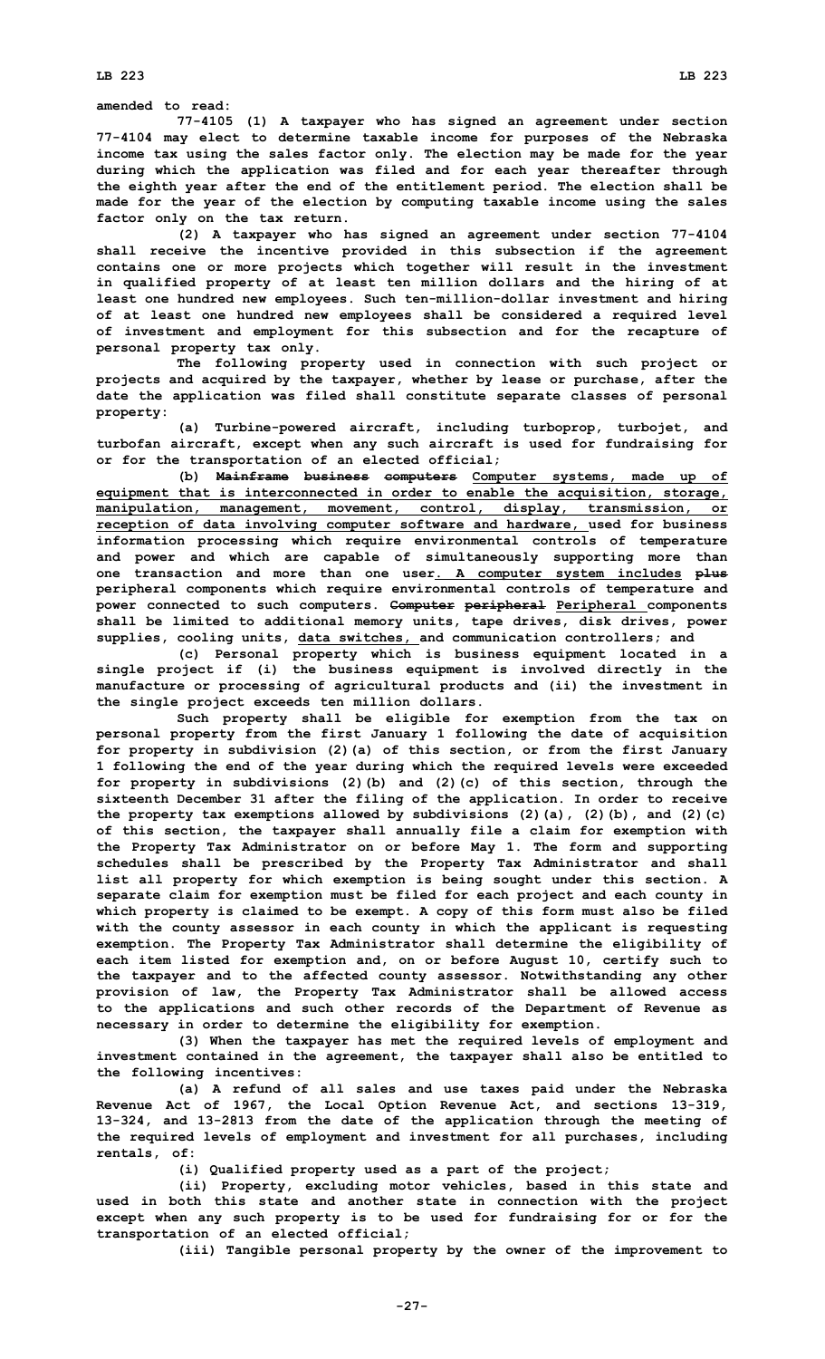amended to read:

77-4105 (1) A taxpayer who has signed an agreement under section 77-4104 may elect to determine taxable income for purposes of the Nebraska income tax using the sales factor only. The election may be made for the year during which the application was filed and for each year thereafter through the eighth year after the end of the entitlement period. The election shall be made for the year of the election by computing taxable income using the sales factor only on the tax return.

(2) A taxpayer who has signed an agreement under section 77-4104 shall receive the incentive provided in this subsection if the agreement contains one or more projects which together will result in the investment in qualified property of at least ten million dollars and the hiring of at least one hundred new employees. Such ten-million-dollar investment and hiring of at least one hundred new employees shall be considered a required level of investment and employment for this subsection and for the recapture of personal property tax only.

The following property used in connection with such project or projects and acquired by the taxpayer, whether by lease or purchase, after the date the application was filed shall constitute separate classes of personal property:

(a) Turbine-powered aircraft, including turboprop, turbojet, and turbofan aircraft, except when any such aircraft is used for fundraising for or for the transportation of an elected official;

(b) ~~Mainframe business computers~~ <u>Computer systems, made up of equipment that is interconnected in order to enable the acquisition, storage, manipulation, management, movement, control, display, transmission, or reception of data involving computer software and hardware,</u> used for business information processing which require environmental controls of temperature and power and which are capable of simultaneously supporting more than one transaction and more than one user<u>. A computer system includes</u> ~~plus~~ peripheral components which require environmental controls of temperature and power connected to such computers. ~~Computer peripheral~~ <u>Peripheral</u> components shall be limited to additional memory units, tape drives, disk drives, power supplies, cooling units, <u>data switches,</u> and communication controllers; and

(c) Personal property which is business equipment located in a single project if (i) the business equipment is involved directly in the manufacture or processing of agricultural products and (ii) the investment in the single project exceeds ten million dollars.

Such property shall be eligible for exemption from the tax on personal property from the first January 1 following the date of acquisition for property in subdivision (2)(a) of this section, or from the first January 1 following the end of the year during which the required levels were exceeded for property in subdivisions (2)(b) and (2)(c) of this section, through the sixteenth December 31 after the filing of the application. In order to receive the property tax exemptions allowed by subdivisions (2)(a), (2)(b), and (2)(c) of this section, the taxpayer shall annually file a claim for exemption with the Property Tax Administrator on or before May 1. The form and supporting schedules shall be prescribed by the Property Tax Administrator and shall list all property for which exemption is being sought under this section. A separate claim for exemption must be filed for each project and each county in which property is claimed to be exempt. A copy of this form must also be filed with the county assessor in each county in which the applicant is requesting exemption. The Property Tax Administrator shall determine the eligibility of each item listed for exemption and, on or before August 10, certify such to the taxpayer and to the affected county assessor. Notwithstanding any other provision of law, the Property Tax Administrator shall be allowed access to the applications and such other records of the Department of Revenue as necessary in order to determine the eligibility for exemption.

(3) When the taxpayer has met the required levels of employment and investment contained in the agreement, the taxpayer shall also be entitled to the following incentives:

(a) A refund of all sales and use taxes paid under the Nebraska Revenue Act of 1967, the Local Option Revenue Act, and sections 13-319, 13-324, and 13-2813 from the date of the application through the meeting of the required levels of employment and investment for all purchases, including rentals, of:

(i) Qualified property used as a part of the project;

(ii) Property, excluding motor vehicles, based in this state and used in both this state and another state in connection with the project except when any such property is to be used for fundraising for or for the transportation of an elected official;

(iii) Tangible personal property by the owner of the improvement to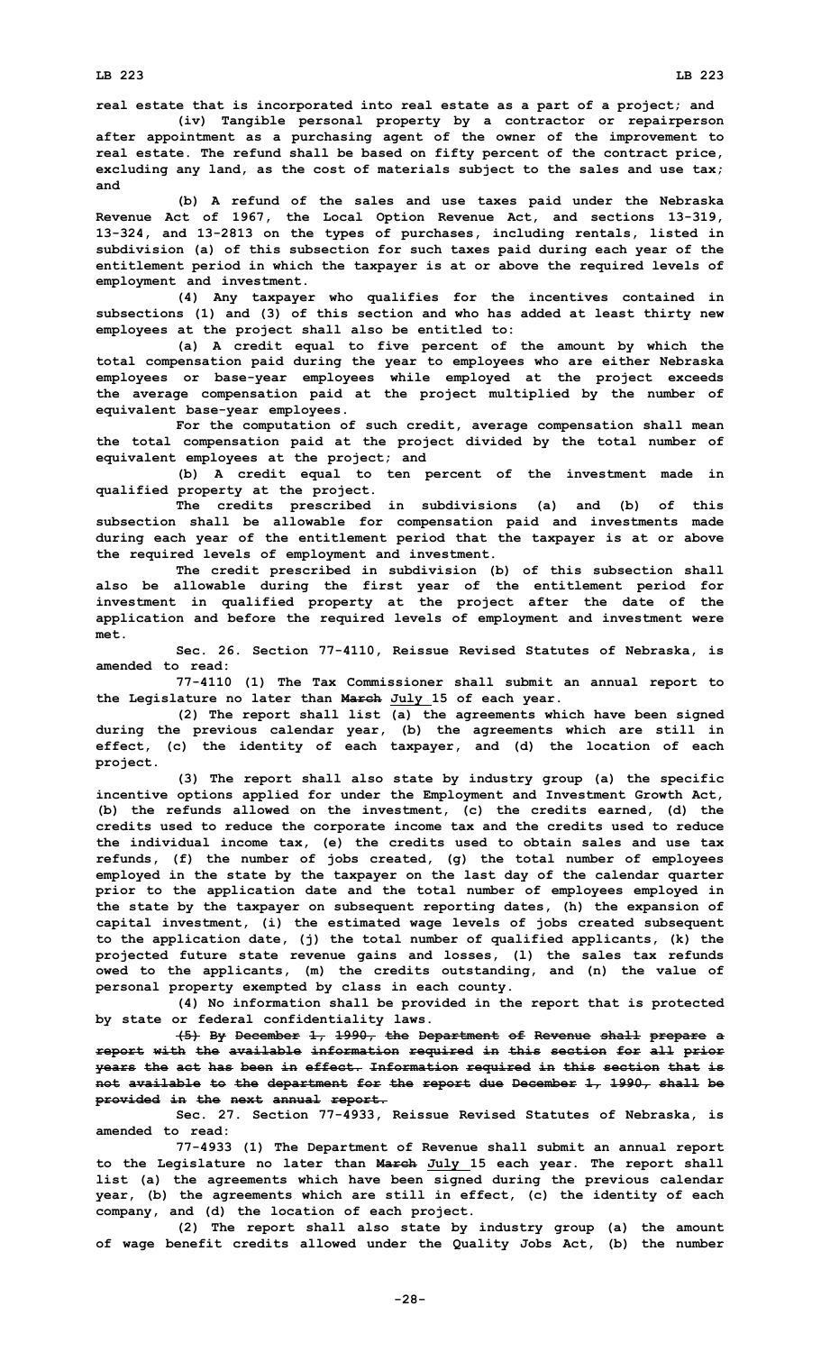real estate that is incorporated into real estate as a part of a project; and

(iv) Tangible personal property by a contractor or repairperson after appointment as a purchasing agent of the owner of the improvement to real estate. The refund shall be based on fifty percent of the contract price, excluding any land, as the cost of materials subject to the sales and use tax; and

(b) A refund of the sales and use taxes paid under the Nebraska Revenue Act of 1967, the Local Option Revenue Act, and sections 13-319, 13-324, and 13-2813 on the types of purchases, including rentals, listed in subdivision (a) of this subsection for such taxes paid during each year of the entitlement period in which the taxpayer is at or above the required levels of employment and investment.

(4) Any taxpayer who qualifies for the incentives contained in subsections (1) and (3) of this section and who has added at least thirty new employees at the project shall also be entitled to:

(a) A credit equal to five percent of the amount by which the total compensation paid during the year to employees who are either Nebraska employees or base-year employees while employed at the project exceeds the average compensation paid at the project multiplied by the number of equivalent base-year employees.

For the computation of such credit, average compensation shall mean the total compensation paid at the project divided by the total number of equivalent employees at the project; and

(b) A credit equal to ten percent of the investment made in qualified property at the project.

The credits prescribed in subdivisions (a) and (b) of this subsection shall be allowable for compensation paid and investments made during each year of the entitlement period that the taxpayer is at or above the required levels of employment and investment.

The credit prescribed in subdivision (b) of this subsection shall also be allowable during the first year of the entitlement period for investment in qualified property at the project after the date of the application and before the required levels of employment and investment were met.

Sec. 26. Section 77-4110, Reissue Revised Statutes of Nebraska, is amended to read:

77-4110 (1) The Tax Commissioner shall submit an annual report to the Legislature no later than ~~March~~ July 15 of each year.

(2) The report shall list (a) the agreements which have been signed during the previous calendar year, (b) the agreements which are still in effect, (c) the identity of each taxpayer, and (d) the location of each project.

(3) The report shall also state by industry group (a) the specific incentive options applied for under the Employment and Investment Growth Act, (b) the refunds allowed on the investment, (c) the credits earned, (d) the credits used to reduce the corporate income tax and the credits used to reduce the individual income tax, (e) the credits used to obtain sales and use tax refunds, (f) the number of jobs created, (g) the total number of employees employed in the state by the taxpayer on the last day of the calendar quarter prior to the application date and the total number of employees employed in the state by the taxpayer on subsequent reporting dates, (h) the expansion of capital investment, (i) the estimated wage levels of jobs created subsequent to the application date, (j) the total number of qualified applicants, (k) the projected future state revenue gains and losses, (l) the sales tax refunds owed to the applicants, (m) the credits outstanding, and (n) the value of personal property exempted by class in each county.

(4) No information shall be provided in the report that is protected by state or federal confidentiality laws.

~~(5) By December 1, 1990, the Department of Revenue shall prepare a report with the available information required in this section for all prior years the act has been in effect. Information required in this section that is not available to the department for the report due December 1, 1990, shall be provided in the next annual report.~~

Sec. 27. Section 77-4933, Reissue Revised Statutes of Nebraska, is amended to read:

77-4933 (1) The Department of Revenue shall submit an annual report to the Legislature no later than ~~March~~ July 15 each year. The report shall list (a) the agreements which have been signed during the previous calendar year, (b) the agreements which are still in effect, (c) the identity of each company, and (d) the location of each project.

(2) The report shall also state by industry group (a) the amount of wage benefit credits allowed under the Quality Jobs Act, (b) the number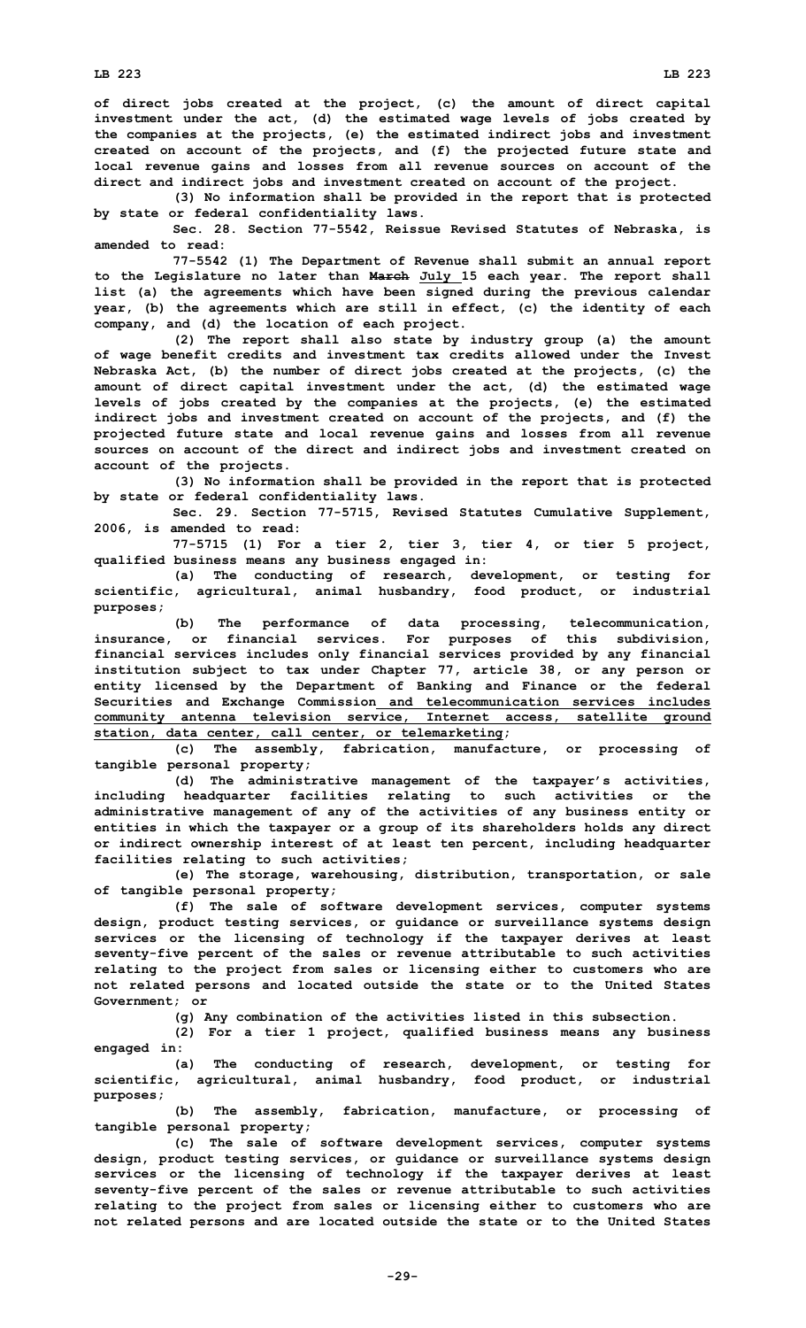of direct jobs created at the project, (c) the amount of direct capital investment under the act, (d) the estimated wage levels of jobs created by the companies at the projects, (e) the estimated indirect jobs and investment created on account of the projects, and (f) the projected future state and local revenue gains and losses from all revenue sources on account of the direct and indirect jobs and investment created on account of the project.

(3) No information shall be provided in the report that is protected by state or federal confidentiality laws.

Sec. 28. Section 77-5542, Reissue Revised Statutes of Nebraska, is amended to read:

77-5542 (1) The Department of Revenue shall submit an annual report to the Legislature no later than ~~March~~ July 15 each year. The report shall list (a) the agreements which have been signed during the previous calendar year, (b) the agreements which are still in effect, (c) the identity of each company, and (d) the location of each project.

(2) The report shall also state by industry group (a) the amount of wage benefit credits and investment tax credits allowed under the Invest Nebraska Act, (b) the number of direct jobs created at the projects, (c) the amount of direct capital investment under the act, (d) the estimated wage levels of jobs created by the companies at the projects, (e) the estimated indirect jobs and investment created on account of the projects, and (f) the projected future state and local revenue gains and losses from all revenue sources on account of the direct and indirect jobs and investment created on account of the projects.

(3) No information shall be provided in the report that is protected by state or federal confidentiality laws.

Sec. 29. Section 77-5715, Revised Statutes Cumulative Supplement, 2006, is amended to read:

77-5715 (1) For a tier 2, tier 3, tier 4, or tier 5 project, qualified business means any business engaged in:

(a) The conducting of research, development, or testing for scientific, agricultural, animal husbandry, food product, or industrial purposes;

(b) The performance of data processing, telecommunication, insurance, or financial services. For purposes of this subdivision, financial services includes only financial services provided by any financial institution subject to tax under Chapter 77, article 38, or any person or entity licensed by the Department of Banking and Finance or the federal Securities and Exchange Commission and telecommunication services includes community antenna television service, Internet access, satellite ground station, data center, call center, or telemarketing;

(c) The assembly, fabrication, manufacture, or processing of tangible personal property;

(d) The administrative management of the taxpayer's activities, including headquarter facilities relating to such activities or the administrative management of any of the activities of any business entity or entities in which the taxpayer or a group of its shareholders holds any direct or indirect ownership interest of at least ten percent, including headquarter facilities relating to such activities;

(e) The storage, warehousing, distribution, transportation, or sale of tangible personal property;

(f) The sale of software development services, computer systems design, product testing services, or guidance or surveillance systems design services or the licensing of technology if the taxpayer derives at least seventy-five percent of the sales or revenue attributable to such activities relating to the project from sales or licensing either to customers who are not related persons and located outside the state or to the United States Government; or

(g) Any combination of the activities listed in this subsection.

(2) For a tier 1 project, qualified business means any business engaged in:

(a) The conducting of research, development, or testing for scientific, agricultural, animal husbandry, food product, or industrial purposes;

(b) The assembly, fabrication, manufacture, or processing of tangible personal property;

(c) The sale of software development services, computer systems design, product testing services, or guidance or surveillance systems design services or the licensing of technology if the taxpayer derives at least seventy-five percent of the sales or revenue attributable to such activities relating to the project from sales or licensing either to customers who are not related persons and are located outside the state or to the United States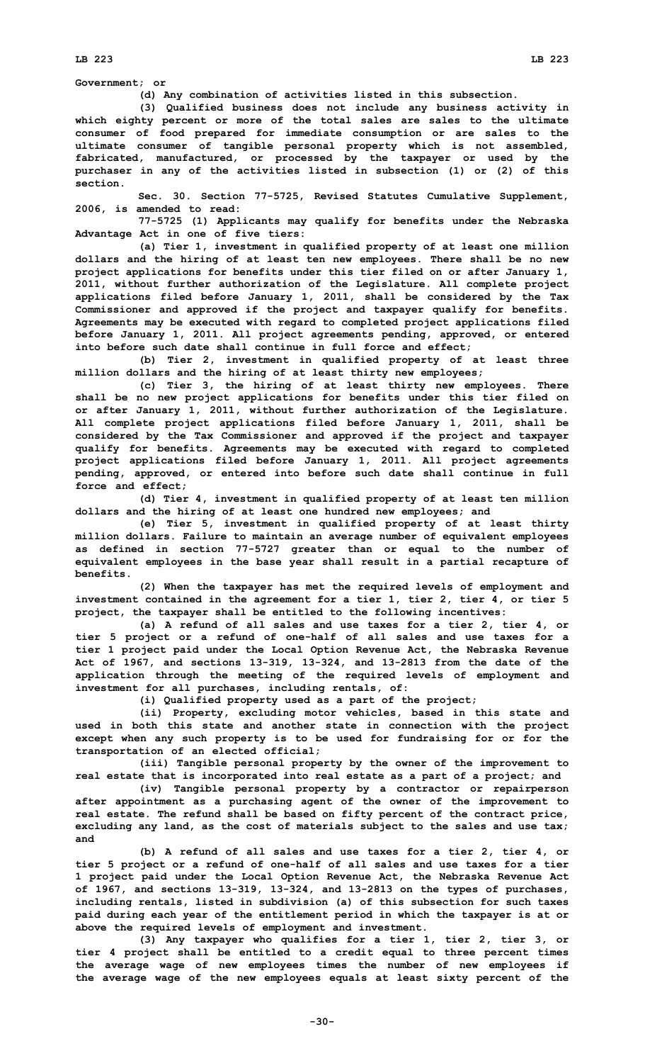Government; or

(d) Any combination of activities listed in this subsection.

(3) Qualified business does not include any business activity in which eighty percent or more of the total sales are sales to the ultimate consumer of food prepared for immediate consumption or are sales to the ultimate consumer of tangible personal property which is not assembled, fabricated, manufactured, or processed by the taxpayer or used by the purchaser in any of the activities listed in subsection (1) or (2) of this section.

Sec. 30. Section 77-5725, Revised Statutes Cumulative Supplement, 2006, is amended to read:

77-5725 (1) Applicants may qualify for benefits under the Nebraska Advantage Act in one of five tiers:

(a) Tier 1, investment in qualified property of at least one million dollars and the hiring of at least ten new employees. There shall be no new project applications for benefits under this tier filed on or after January 1, 2011, without further authorization of the Legislature. All complete project applications filed before January 1, 2011, shall be considered by the Tax Commissioner and approved if the project and taxpayer qualify for benefits. Agreements may be executed with regard to completed project applications filed before January 1, 2011. All project agreements pending, approved, or entered into before such date shall continue in full force and effect;

(b) Tier 2, investment in qualified property of at least three million dollars and the hiring of at least thirty new employees;

(c) Tier 3, the hiring of at least thirty new employees. There shall be no new project applications for benefits under this tier filed on or after January 1, 2011, without further authorization of the Legislature. All complete project applications filed before January 1, 2011, shall be considered by the Tax Commissioner and approved if the project and taxpayer qualify for benefits. Agreements may be executed with regard to completed project applications filed before January 1, 2011. All project agreements pending, approved, or entered into before such date shall continue in full force and effect;

(d) Tier 4, investment in qualified property of at least ten million dollars and the hiring of at least one hundred new employees; and

(e) Tier 5, investment in qualified property of at least thirty million dollars. Failure to maintain an average number of equivalent employees as defined in section 77-5727 greater than or equal to the number of equivalent employees in the base year shall result in a partial recapture of benefits.

(2) When the taxpayer has met the required levels of employment and investment contained in the agreement for a tier 1, tier 2, tier 4, or tier 5 project, the taxpayer shall be entitled to the following incentives:

(a) A refund of all sales and use taxes for a tier 2, tier 4, or tier 5 project or a refund of one-half of all sales and use taxes for a tier 1 project paid under the Local Option Revenue Act, the Nebraska Revenue Act of 1967, and sections 13-319, 13-324, and 13-2813 from the date of the application through the meeting of the required levels of employment and investment for all purchases, including rentals, of:

(i) Qualified property used as a part of the project;

(ii) Property, excluding motor vehicles, based in this state and used in both this state and another state in connection with the project except when any such property is to be used for fundraising for or for the transportation of an elected official;

(iii) Tangible personal property by the owner of the improvement to real estate that is incorporated into real estate as a part of a project; and

(iv) Tangible personal property by a contractor or repairperson after appointment as a purchasing agent of the owner of the improvement to real estate. The refund shall be based on fifty percent of the contract price, excluding any land, as the cost of materials subject to the sales and use tax; and

(b) A refund of all sales and use taxes for a tier 2, tier 4, or tier 5 project or a refund of one-half of all sales and use taxes for a tier 1 project paid under the Local Option Revenue Act, the Nebraska Revenue Act of 1967, and sections 13-319, 13-324, and 13-2813 on the types of purchases, including rentals, listed in subdivision (a) of this subsection for such taxes paid during each year of the entitlement period in which the taxpayer is at or above the required levels of employment and investment.

(3) Any taxpayer who qualifies for a tier 1, tier 2, tier 3, or tier 4 project shall be entitled to a credit equal to three percent times the average wage of new employees times the number of new employees if the average wage of the new employees equals at least sixty percent of the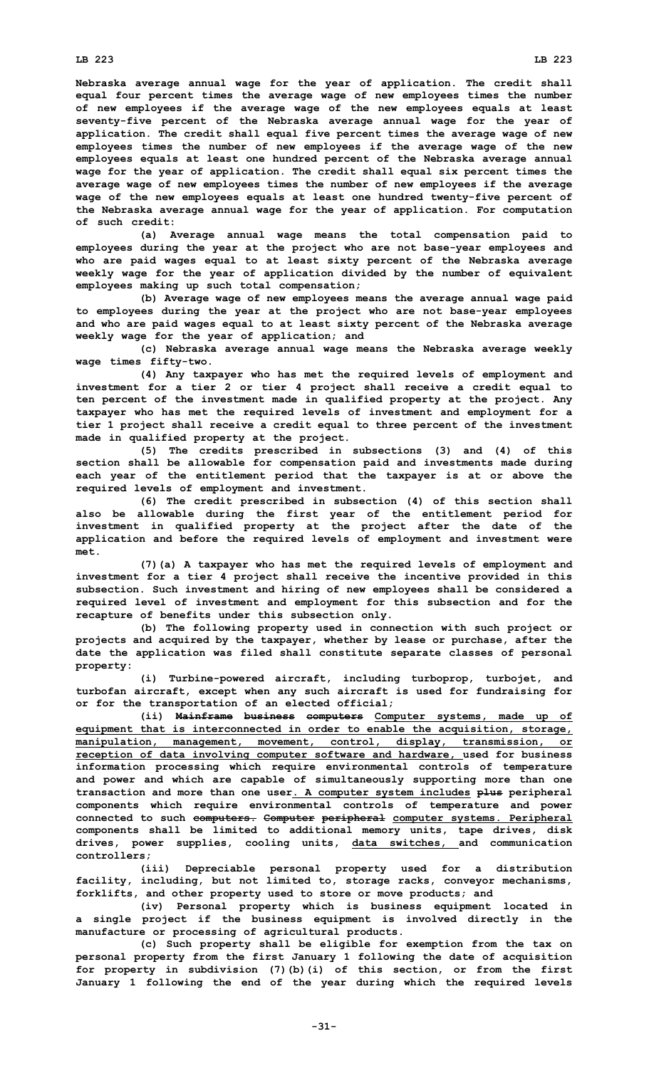Nebraska average annual wage for the year of application. The credit shall equal four percent times the average wage of new employees times the number of new employees if the average wage of the new employees equals at least seventy-five percent of the Nebraska average annual wage for the year of application. The credit shall equal five percent times the average wage of new employees times the number of new employees if the average wage of the new employees equals at least one hundred percent of the Nebraska average annual wage for the year of application. The credit shall equal six percent times the average wage of new employees times the number of new employees if the average wage of the new employees equals at least one hundred twenty-five percent of the Nebraska average annual wage for the year of application. For computation of such credit:

(a) Average annual wage means the total compensation paid to employees during the year at the project who are not base-year employees and who are paid wages equal to at least sixty percent of the Nebraska average weekly wage for the year of application divided by the number of equivalent employees making up such total compensation;

(b) Average wage of new employees means the average annual wage paid to employees during the year at the project who are not base-year employees and who are paid wages equal to at least sixty percent of the Nebraska average weekly wage for the year of application; and

(c) Nebraska average annual wage means the Nebraska average weekly wage times fifty-two.

(4) Any taxpayer who has met the required levels of employment and investment for a tier 2 or tier 4 project shall receive a credit equal to ten percent of the investment made in qualified property at the project. Any taxpayer who has met the required levels of investment and employment for a tier 1 project shall receive a credit equal to three percent of the investment made in qualified property at the project.

(5) The credits prescribed in subsections (3) and (4) of this section shall be allowable for compensation paid and investments made during each year of the entitlement period that the taxpayer is at or above the required levels of employment and investment.

(6) The credit prescribed in subsection (4) of this section shall also be allowable during the first year of the entitlement period for investment in qualified property at the project after the date of the application and before the required levels of employment and investment were met.

(7)(a) A taxpayer who has met the required levels of employment and investment for a tier 4 project shall receive the incentive provided in this subsection. Such investment and hiring of new employees shall be considered a required level of investment and employment for this subsection and for the recapture of benefits under this subsection only.

(b) The following property used in connection with such project or projects and acquired by the taxpayer, whether by lease or purchase, after the date the application was filed shall constitute separate classes of personal property:

(i) Turbine-powered aircraft, including turboprop, turbojet, and turbofan aircraft, except when any such aircraft is used for fundraising for or for the transportation of an elected official;

(ii) ~~Mainframe business computers~~ <u>Computer systems, made up of equipment that is interconnected in order to enable the acquisition, storage, manipulation, management, movement, control, display, transmission, or reception of data involving computer software and hardware,</u> used for business information processing which require environmental controls of temperature and power and which are capable of simultaneously supporting more than one transaction and more than one user<u>. A computer system includes</u> ~~plus~~ peripheral components which require environmental controls of temperature and power connected to such ~~computers. Computer peripheral~~ <u>computer systems. Peripheral</u> components shall be limited to additional memory units, tape drives, disk drives, power supplies, cooling units, <u>data switches,</u> and communication controllers;

(iii) Depreciable personal property used for a distribution facility, including, but not limited to, storage racks, conveyor mechanisms, forklifts, and other property used to store or move products; and

(iv) Personal property which is business equipment located in a single project if the business equipment is involved directly in the manufacture or processing of agricultural products.

(c) Such property shall be eligible for exemption from the tax on personal property from the first January 1 following the date of acquisition for property in subdivision (7)(b)(i) of this section, or from the first January 1 following the end of the year during which the required levels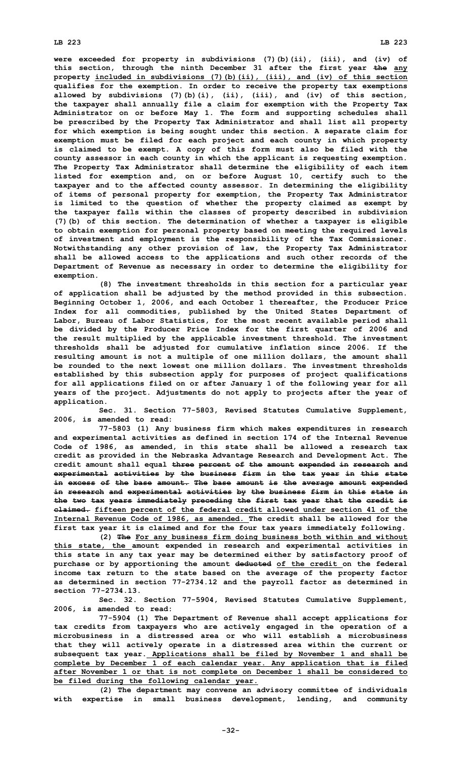were exceeded for property in subdivisions (7)(b)(ii), (iii), and (iv) of this section, through the ninth December 31 after the first year ~~the~~ <u>any</u> property <u>included in subdivisions (7)(b)(ii), (iii), and (iv) of this section</u> qualifies for the exemption. In order to receive the property tax exemptions allowed by subdivisions (7)(b)(i), (ii), (iii), and (iv) of this section, the taxpayer shall annually file a claim for exemption with the Property Tax Administrator on or before May 1. The form and supporting schedules shall be prescribed by the Property Tax Administrator and shall list all property for which exemption is being sought under this section. A separate claim for exemption must be filed for each project and each county in which property is claimed to be exempt. A copy of this form must also be filed with the county assessor in each county in which the applicant is requesting exemption. The Property Tax Administrator shall determine the eligibility of each item listed for exemption and, on or before August 10, certify such to the taxpayer and to the affected county assessor. In determining the eligibility of items of personal property for exemption, the Property Tax Administrator is limited to the question of whether the property claimed as exempt by the taxpayer falls within the classes of property described in subdivision (7)(b) of this section. The determination of whether a taxpayer is eligible to obtain exemption for personal property based on meeting the required levels of investment and employment is the responsibility of the Tax Commissioner. Notwithstanding any other provision of law, the Property Tax Administrator shall be allowed access to the applications and such other records of the Department of Revenue as necessary in order to determine the eligibility for exemption.

(8) The investment thresholds in this section for a particular year of application shall be adjusted by the method provided in this subsection. Beginning October 1, 2006, and each October 1 thereafter, the Producer Price Index for all commodities, published by the United States Department of Labor, Bureau of Labor Statistics, for the most recent available period shall be divided by the Producer Price Index for the first quarter of 2006 and the result multiplied by the applicable investment threshold. The investment thresholds shall be adjusted for cumulative inflation since 2006. If the resulting amount is not a multiple of one million dollars, the amount shall be rounded to the next lowest one million dollars. The investment thresholds established by this subsection apply for purposes of project qualifications for all applications filed on or after January 1 of the following year for all years of the project. Adjustments do not apply to projects after the year of application.

Sec. 31. Section 77-5803, Revised Statutes Cumulative Supplement, 2006, is amended to read:

77-5803 (1) Any business firm which makes expenditures in research and experimental activities as defined in section 174 of the Internal Revenue Code of 1986, as amended, in this state shall be allowed a research tax credit as provided in the Nebraska Advantage Research and Development Act. The credit amount shall equal ~~three percent of the amount expended in research and experimental activities by the business firm in the tax year in this state in excess of the base amount. The base amount is the average amount expended in research and experimental activities by the business firm in this state in the two tax years immediately preceding the first tax year that the credit is claimed.~~ <u>fifteen percent of the federal credit allowed under section 41 of the Internal Revenue Code of 1986, as amended.</u> The credit shall be allowed for the first tax year it is claimed and for the four tax years immediately following.

(2) ~~The~~ <u>For any business firm doing business both within and without this state, the</u> amount expended in research and experimental activities in this state in any tax year may be determined either by satisfactory proof of purchase or by apportioning the amount ~~deducted~~ <u>of the credit</u> on the federal income tax return to the state based on the average of the property factor as determined in section 77-2734.12 and the payroll factor as determined in section 77-2734.13.

Sec. 32. Section 77-5904, Revised Statutes Cumulative Supplement, 2006, is amended to read:

77-5904 (1) The Department of Revenue shall accept applications for tax credits from taxpayers who are actively engaged in the operation of a microbusiness in a distressed area or who will establish a microbusiness that they will actively operate in a distressed area within the current or subsequent tax year. <u>Applications shall be filed by November 1 and shall be complete by December 1 of each calendar year. Any application that is filed after November 1 or that is not complete on December 1 shall be considered to be filed during the following calendar year.</u>

(2) The department may convene an advisory committee of individuals with expertise in small business development, lending, and community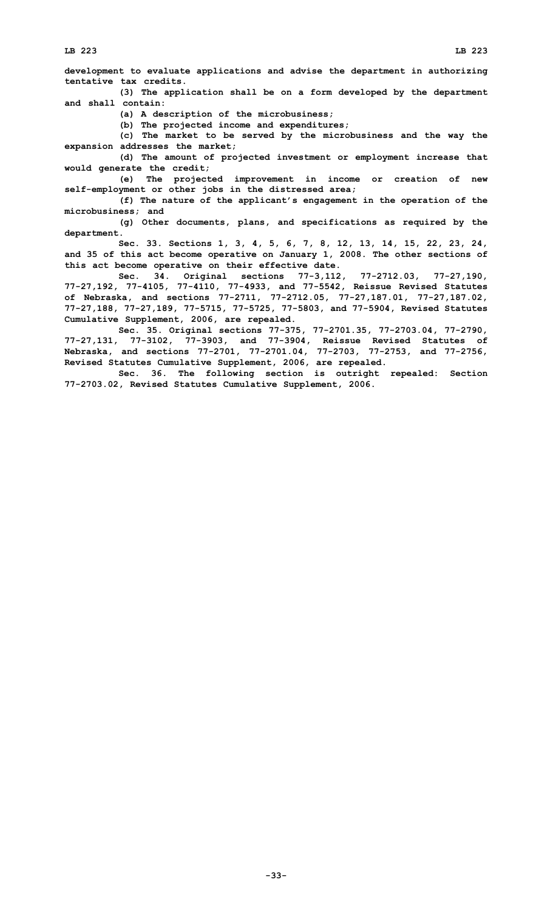development to evaluate applications and advise the department in authorizing tentative tax credits.

(3) The application shall be on a form developed by the department and shall contain:

(a) A description of the microbusiness;

(b) The projected income and expenditures;

(c) The market to be served by the microbusiness and the way the expansion addresses the market;

(d) The amount of projected investment or employment increase that would generate the credit;

(e) The projected improvement in income or creation of new self-employment or other jobs in the distressed area;

(f) The nature of the applicant's engagement in the operation of the microbusiness; and

(g) Other documents, plans, and specifications as required by the department.

Sec. 33. Sections 1, 3, 4, 5, 6, 7, 8, 12, 13, 14, 15, 22, 23, 24, and 35 of this act become operative on January 1, 2008. The other sections of this act become operative on their effective date.

Sec. 34. Original sections 77-3,112, 77-2712.03, 77-27,190, 77-27,192, 77-4105, 77-4110, 77-4933, and 77-5542, Reissue Revised Statutes of Nebraska, and sections 77-2711, 77-2712.05, 77-27,187.01, 77-27,187.02, 77-27,188, 77-27,189, 77-5715, 77-5725, 77-5803, and 77-5904, Revised Statutes Cumulative Supplement, 2006, are repealed.

Sec. 35. Original sections 77-375, 77-2701.35, 77-2703.04, 77-2790, 77-27,131, 77-3102, 77-3903, and 77-3904, Reissue Revised Statutes of Nebraska, and sections 77-2701, 77-2701.04, 77-2703, 77-2753, and 77-2756, Revised Statutes Cumulative Supplement, 2006, are repealed.

Sec. 36. The following section is outright repealed: Section 77-2703.02, Revised Statutes Cumulative Supplement, 2006.